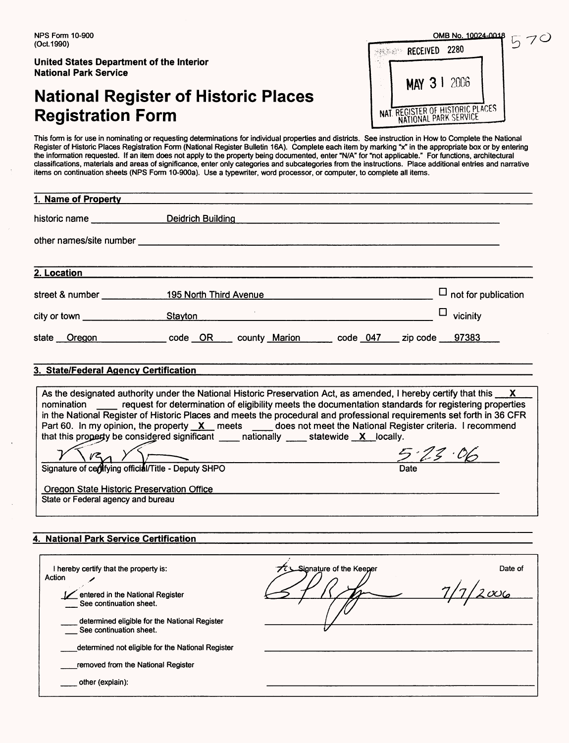NPS Form 10-900
(Oct.1990)

OMB No. 10024-0018

570

RECEIVED 2280

MAY 31 2006

NAT. REGISTER OF HISTORIC PLACES
NATIONAL PARK SERVICE

**United States Department of the Interior**
**National Park Service**

# National Register of Historic Places Registration Form

This form is for use in nominating or requesting determinations for individual properties and districts. See instruction in How to Complete the National Register of Historic Places Registration Form (National Register Bulletin 16A). Complete each item by marking "x" in the appropriate box or by entering the information requested. If an item does not apply to the property being documented, enter "N/A" for "not applicable." For functions, architectural classifications, materials and areas of significance, enter only categories and subcategories from the instructions. Place additional entries and narrative items on continuation sheets (NPS Form 10-900a). Use a typewriter, word processor, or computer, to complete all items.

## 1. Name of Property

historic name Deidrich Building

other names/site number

## 2. Location

street & number 195 North Third Avenue ☐ not for publication

city or town Stayton ☐ vicinity

state Oregon code OR county Marion code 047 zip code 97383

## 3. State/Federal Agency Certification

As the designated authority under the National Historic Preservation Act, as amended, I hereby certify that this X nomination ___ request for determination of eligibility meets the documentation standards for registering properties in the National Register of Historic Places and meets the procedural and professional requirements set forth in 36 CFR Part 60. In my opinion, the property X meets ___ does not meet the National Register criteria. I recommend that this property be considered significant ___ nationally ___ statewide X locally.

[Signature] 5·23·06
Signature of certifying official/Title - Deputy SHPO Date

Oregon State Historic Preservation Office
State or Federal agency and bureau

## 4. National Park Service Certification

I hereby certify that the property is:

Signature of the Keeper — Date of Action

✓ entered in the National Register [Signature] 7/7/2006
___ See continuation sheet.

___ determined eligible for the National Register
___ See continuation sheet.

___ determined not eligible for the National Register

___ removed from the National Register

___ other (explain):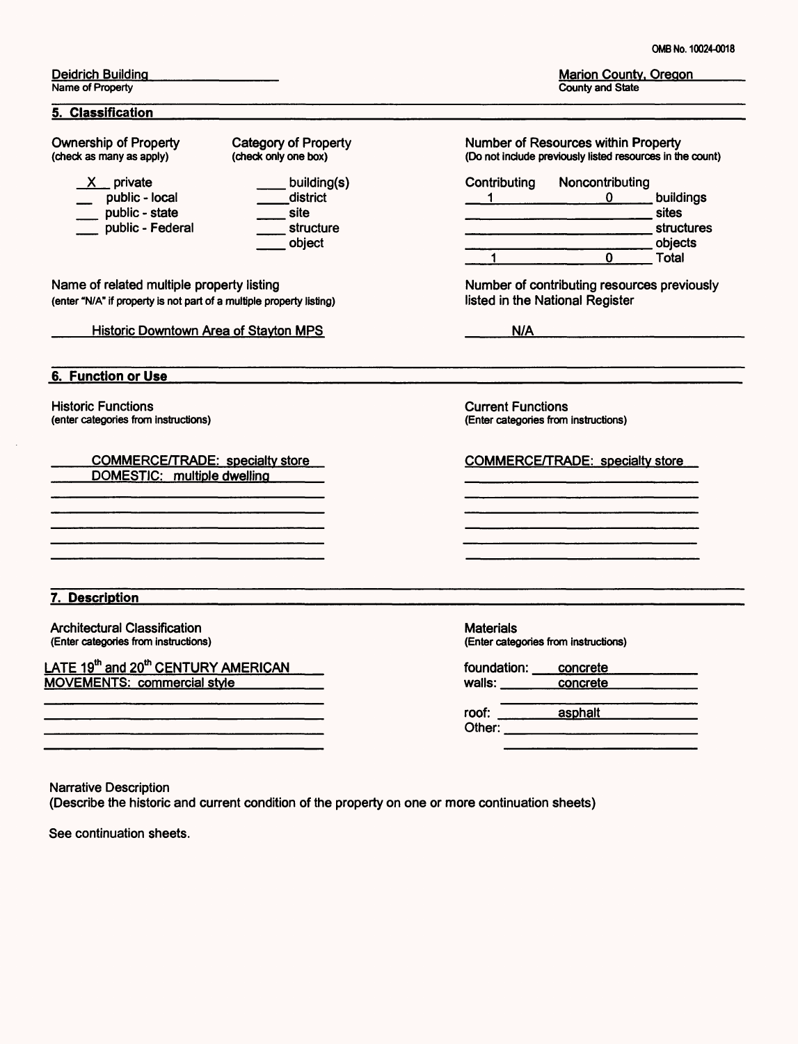Deidrich Building
Name of Property

Marion County, Oregon
County and State

## 5. Classification

**Ownership of Property**
(check as many as apply)

- X private
- ___ public - local
- ___ public - state
- ___ public - Federal

**Category of Property**
(check only one box)

- ___ building(s)
- ___ district
- ___ site
- ___ structure
- ___ object

**Number of Resources within Property**
(Do not include previously listed resources in the count)

| Contributing | Noncontributing | |
|---|---|---|
| 1 | 0 | buildings |
| | | sites |
| | | structures |
| | | objects |
| 1 | 0 | Total |

**Name of related multiple property listing**
(enter "N/A" if property is not part of a multiple property listing)

Historic Downtown Area of Stayton MPS

**Number of contributing resources previously listed in the National Register**

N/A

## 6. Function or Use

**Historic Functions**
(enter categories from instructions)

COMMERCE/TRADE: specialty store
DOMESTIC: multiple dwelling

**Current Functions**
(Enter categories from instructions)

COMMERCE/TRADE: specialty store

## 7. Description

**Architectural Classification**
(Enter categories from instructions)

LATE 19th and 20th CENTURY AMERICAN MOVEMENTS: commercial style

**Materials**
(Enter categories from instructions)

foundation: concrete
walls: concrete

roof: asphalt
Other:

**Narrative Description**
(Describe the historic and current condition of the property on one or more continuation sheets)

See continuation sheets.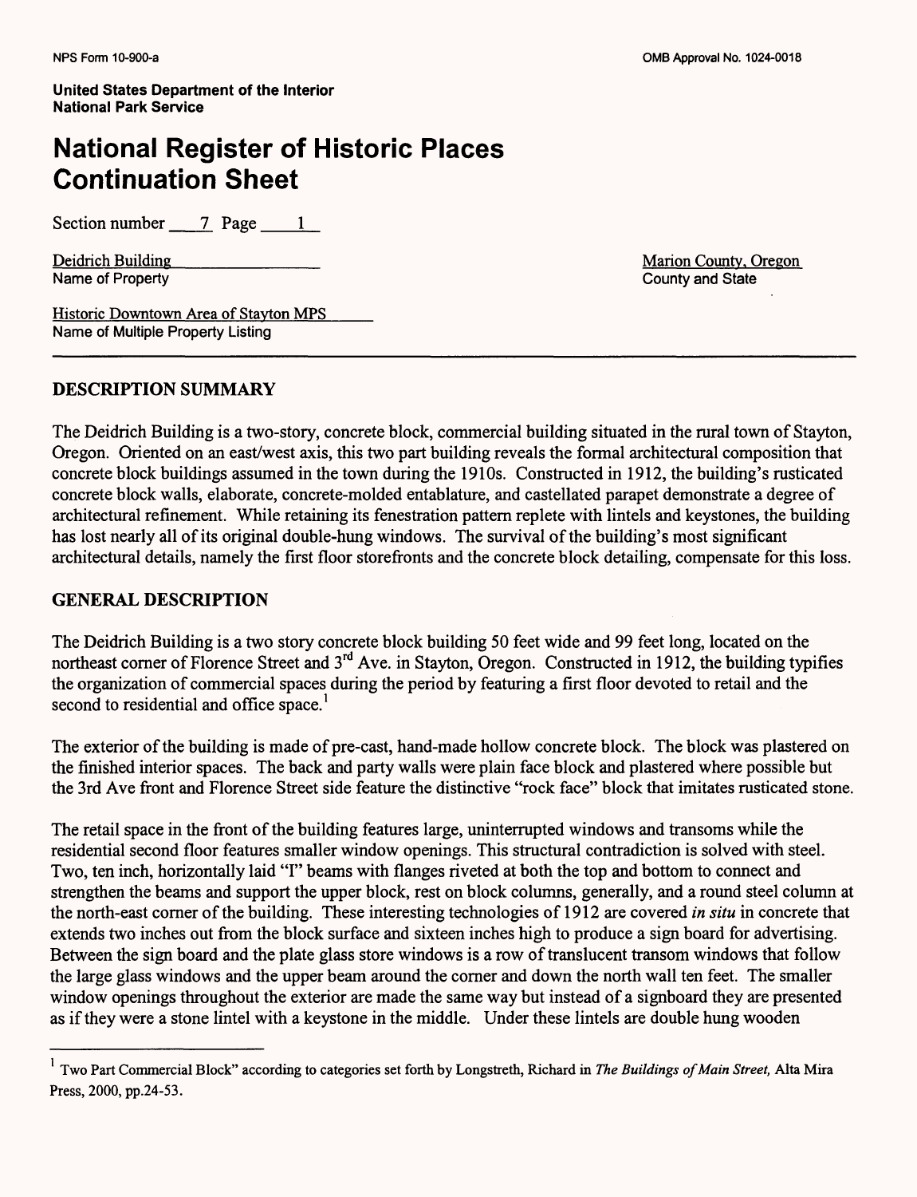**United States Department of the Interior**
**National Park Service**

# National Register of Historic Places Continuation Sheet

Section number 7 Page 1

Deidrich Building
Name of Property

Marion County, Oregon
County and State

Historic Downtown Area of Stayton MPS
Name of Multiple Property Listing

## DESCRIPTION SUMMARY

The Deidrich Building is a two-story, concrete block, commercial building situated in the rural town of Stayton, Oregon. Oriented on an east/west axis, this two part building reveals the formal architectural composition that concrete block buildings assumed in the town during the 1910s. Constructed in 1912, the building's rusticated concrete block walls, elaborate, concrete-molded entablature, and castellated parapet demonstrate a degree of architectural refinement. While retaining its fenestration pattern replete with lintels and keystones, the building has lost nearly all of its original double-hung windows. The survival of the building's most significant architectural details, namely the first floor storefronts and the concrete block detailing, compensate for this loss.

## GENERAL DESCRIPTION

The Deidrich Building is a two story concrete block building 50 feet wide and 99 feet long, located on the northeast corner of Florence Street and 3rd Ave. in Stayton, Oregon. Constructed in 1912, the building typifies the organization of commercial spaces during the period by featuring a first floor devoted to retail and the second to residential and office space.[1]

The exterior of the building is made of pre-cast, hand-made hollow concrete block. The block was plastered on the finished interior spaces. The back and party walls were plain face block and plastered where possible but the 3rd Ave front and Florence Street side feature the distinctive "rock face" block that imitates rusticated stone.

The retail space in the front of the building features large, uninterrupted windows and transoms while the residential second floor features smaller window openings. This structural contradiction is solved with steel. Two, ten inch, horizontally laid "I" beams with flanges riveted at both the top and bottom to connect and strengthen the beams and support the upper block, rest on block columns, generally, and a round steel column at the north-east corner of the building. These interesting technologies of 1912 are covered *in situ* in concrete that extends two inches out from the block surface and sixteen inches high to produce a sign board for advertising. Between the sign board and the plate glass store windows is a row of translucent transom windows that follow the large glass windows and the upper beam around the corner and down the north wall ten feet. The smaller window openings throughout the exterior are made the same way but instead of a signboard they are presented as if they were a stone lintel with a keystone in the middle. Under these lintels are double hung wooden

---

[1] Two Part Commercial Block" according to categories set forth by Longstreth, Richard in *The Buildings of Main Street,* Alta Mira Press, 2000, pp.24-53.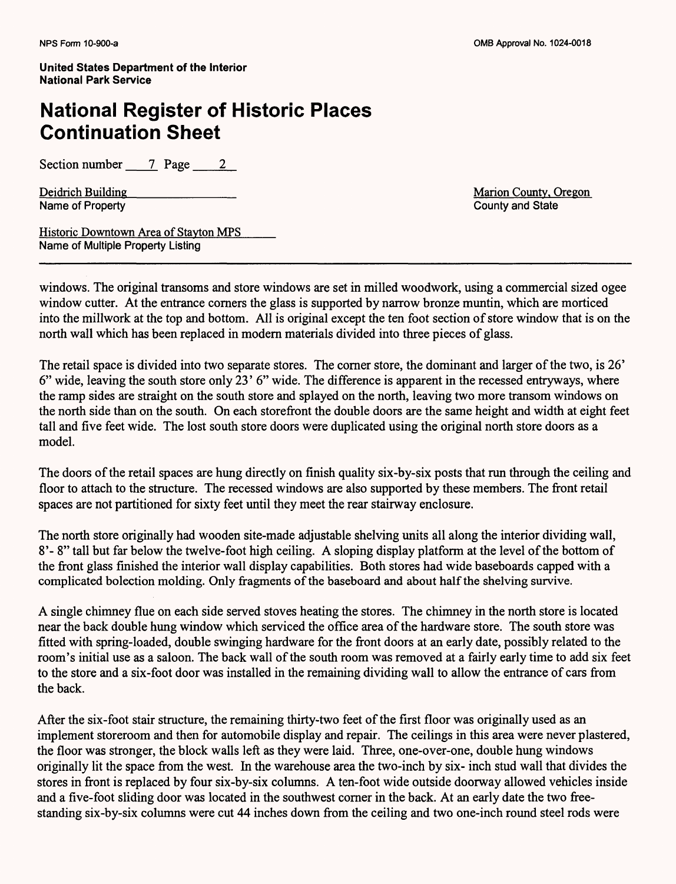windows. The original transoms and store windows are set in milled woodwork, using a commercial sized ogee window cutter. At the entrance corners the glass is supported by narrow bronze muntin, which are morticed into the millwork at the top and bottom. All is original except the ten foot section of store window that is on the north wall which has been replaced in modern materials divided into three pieces of glass.

The retail space is divided into two separate stores. The corner store, the dominant and larger of the two, is 26' 6" wide, leaving the south store only 23' 6" wide. The difference is apparent in the recessed entryways, where the ramp sides are straight on the south store and splayed on the north, leaving two more transom windows on the north side than on the south. On each storefront the double doors are the same height and width at eight feet tall and five feet wide. The lost south store doors were duplicated using the original north store doors as a model.

The doors of the retail spaces are hung directly on finish quality six-by-six posts that run through the ceiling and floor to attach to the structure. The recessed windows are also supported by these members. The front retail spaces are not partitioned for sixty feet until they meet the rear stairway enclosure.

The north store originally had wooden site-made adjustable shelving units all along the interior dividing wall, 8'- 8" tall but far below the twelve-foot high ceiling. A sloping display platform at the level of the bottom of the front glass finished the interior wall display capabilities. Both stores had wide baseboards capped with a complicated bolection molding. Only fragments of the baseboard and about half the shelving survive.

A single chimney flue on each side served stoves heating the stores. The chimney in the north store is located near the back double hung window which serviced the office area of the hardware store. The south store was fitted with spring-loaded, double swinging hardware for the front doors at an early date, possibly related to the room's initial use as a saloon. The back wall of the south room was removed at a fairly early time to add six feet to the store and a six-foot door was installed in the remaining dividing wall to allow the entrance of cars from the back.

After the six-foot stair structure, the remaining thirty-two feet of the first floor was originally used as an implement storeroom and then for automobile display and repair. The ceilings in this area were never plastered, the floor was stronger, the block walls left as they were laid. Three, one-over-one, double hung windows originally lit the space from the west. In the warehouse area the two-inch by six- inch stud wall that divides the stores in front is replaced by four six-by-six columns. A ten-foot wide outside doorway allowed vehicles inside and a five-foot sliding door was located in the southwest corner in the back. At an early date the two free-standing six-by-six columns were cut 44 inches down from the ceiling and two one-inch round steel rods were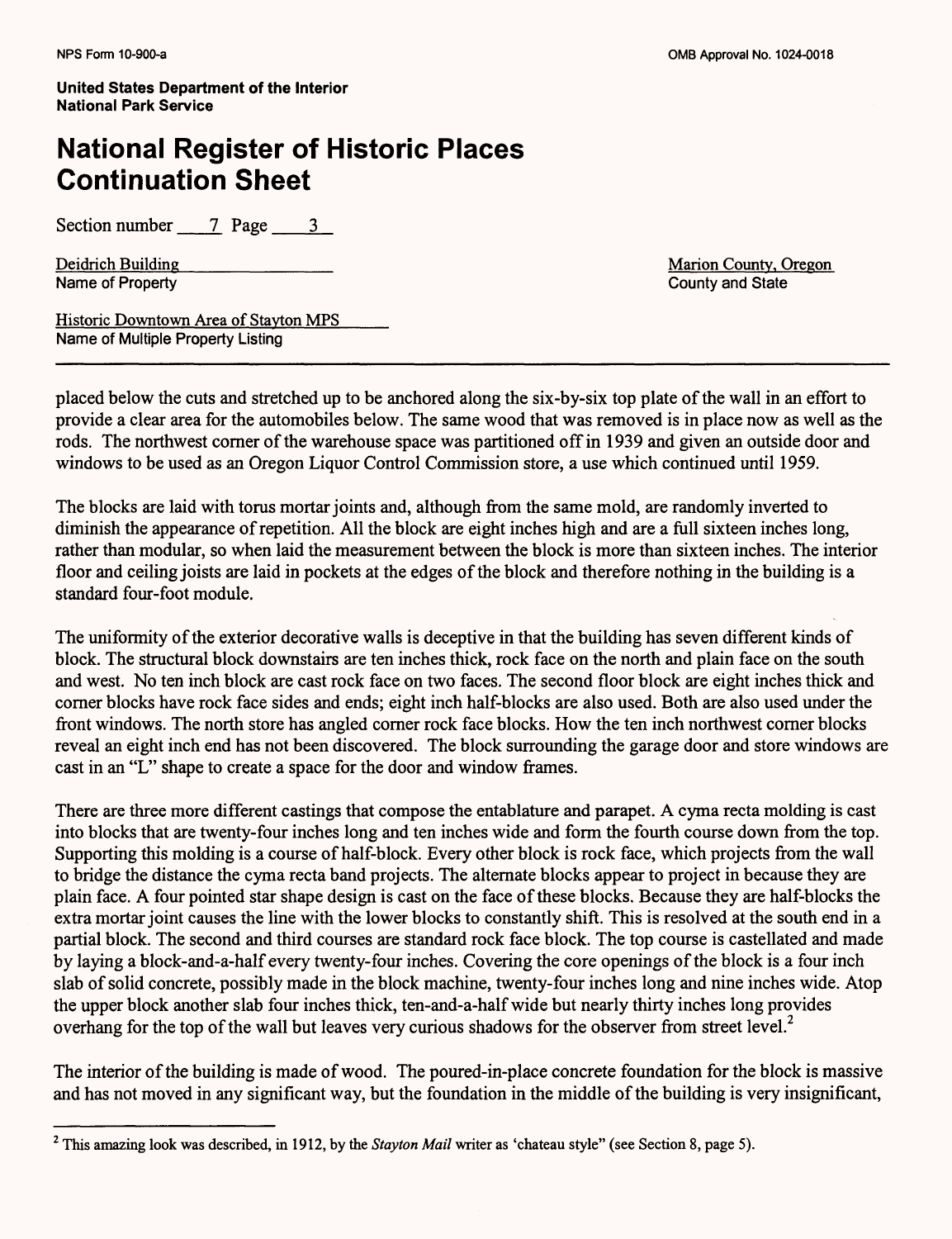placed below the cuts and stretched up to be anchored along the six-by-six top plate of the wall in an effort to provide a clear area for the automobiles below. The same wood that was removed is in place now as well as the rods. The northwest corner of the warehouse space was partitioned off in 1939 and given an outside door and windows to be used as an Oregon Liquor Control Commission store, a use which continued until 1959.

The blocks are laid with torus mortar joints and, although from the same mold, are randomly inverted to diminish the appearance of repetition. All the block are eight inches high and are a full sixteen inches long, rather than modular, so when laid the measurement between the block is more than sixteen inches. The interior floor and ceiling joists are laid in pockets at the edges of the block and therefore nothing in the building is a standard four-foot module.

The uniformity of the exterior decorative walls is deceptive in that the building has seven different kinds of block. The structural block downstairs are ten inches thick, rock face on the north and plain face on the south and west. No ten inch block are cast rock face on two faces. The second floor block are eight inches thick and corner blocks have rock face sides and ends; eight inch half-blocks are also used. Both are also used under the front windows. The north store has angled corner rock face blocks. How the ten inch northwest corner blocks reveal an eight inch end has not been discovered. The block surrounding the garage door and store windows are cast in an "L" shape to create a space for the door and window frames.

There are three more different castings that compose the entablature and parapet. A cyma recta molding is cast into blocks that are twenty-four inches long and ten inches wide and form the fourth course down from the top. Supporting this molding is a course of half-block. Every other block is rock face, which projects from the wall to bridge the distance the cyma recta band projects. The alternate blocks appear to project in because they are plain face. A four pointed star shape design is cast on the face of these blocks. Because they are half-blocks the extra mortar joint causes the line with the lower blocks to constantly shift. This is resolved at the south end in a partial block. The second and third courses are standard rock face block. The top course is castellated and made by laying a block-and-a-half every twenty-four inches. Covering the core openings of the block is a four inch slab of solid concrete, possibly made in the block machine, twenty-four inches long and nine inches wide. Atop the upper block another slab four inches thick, ten-and-a-half wide but nearly thirty inches long provides overhang for the top of the wall but leaves very curious shadows for the observer from street level.[2]

The interior of the building is made of wood. The poured-in-place concrete foundation for the block is massive and has not moved in any significant way, but the foundation in the middle of the building is very insignificant,

---

[2] This amazing look was described, in 1912, by the *Stayton Mail* writer as 'chateau style" (see Section 8, page 5).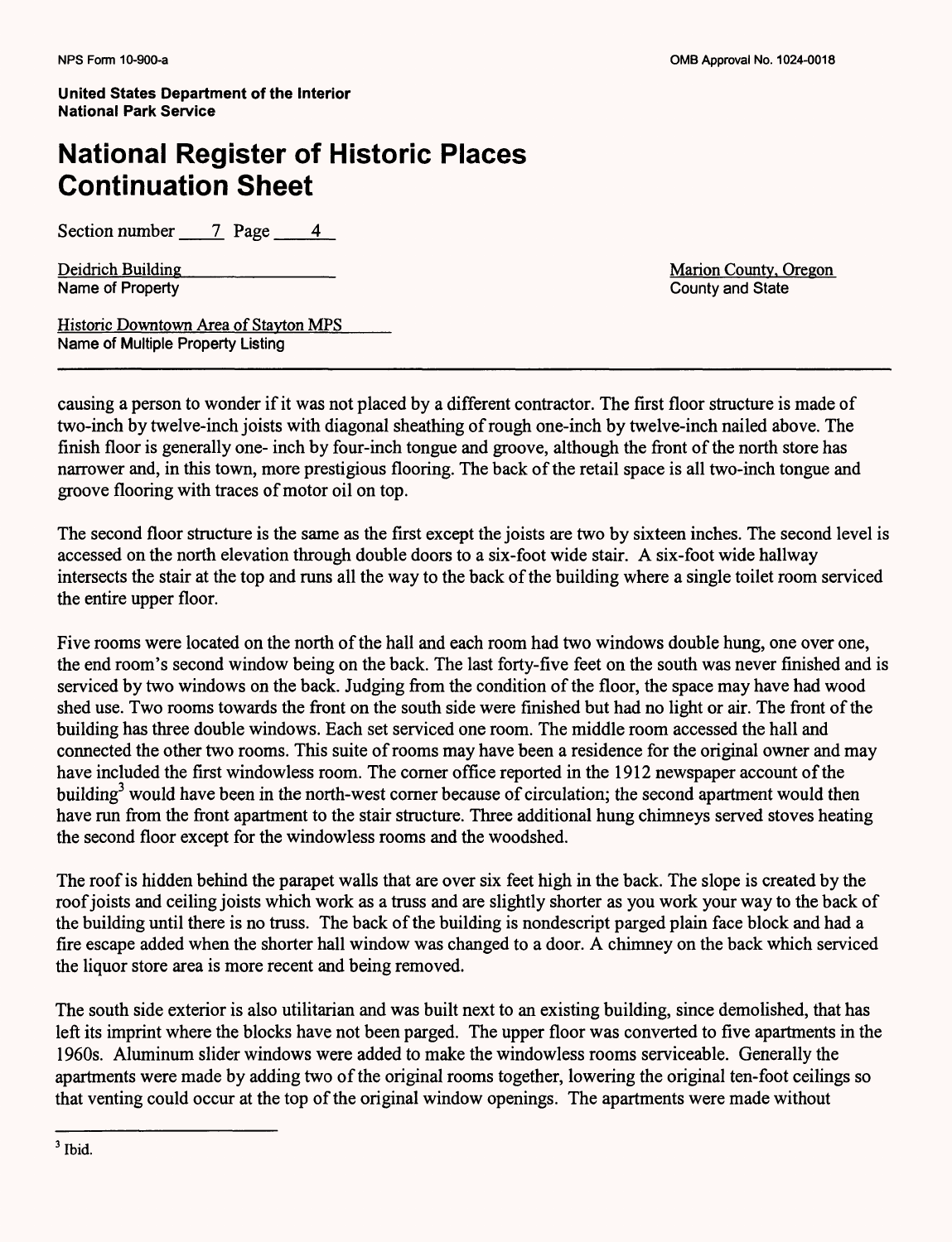causing a person to wonder if it was not placed by a different contractor. The first floor structure is made of two-inch by twelve-inch joists with diagonal sheathing of rough one-inch by twelve-inch nailed above. The finish floor is generally one- inch by four-inch tongue and groove, although the front of the north store has narrower and, in this town, more prestigious flooring. The back of the retail space is all two-inch tongue and groove flooring with traces of motor oil on top.

The second floor structure is the same as the first except the joists are two by sixteen inches. The second level is accessed on the north elevation through double doors to a six-foot wide stair. A six-foot wide hallway intersects the stair at the top and runs all the way to the back of the building where a single toilet room serviced the entire upper floor.

Five rooms were located on the north of the hall and each room had two windows double hung, one over one, the end room's second window being on the back. The last forty-five feet on the south was never finished and is serviced by two windows on the back. Judging from the condition of the floor, the space may have had wood shed use. Two rooms towards the front on the south side were finished but had no light or air. The front of the building has three double windows. Each set serviced one room. The middle room accessed the hall and connected the other two rooms. This suite of rooms may have been a residence for the original owner and may have included the first windowless room. The corner office reported in the 1912 newspaper account of the building[3] would have been in the north-west corner because of circulation; the second apartment would then have run from the front apartment to the stair structure. Three additional hung chimneys served stoves heating the second floor except for the windowless rooms and the woodshed.

The roof is hidden behind the parapet walls that are over six feet high in the back. The slope is created by the roof joists and ceiling joists which work as a truss and are slightly shorter as you work your way to the back of the building until there is no truss. The back of the building is nondescript parged plain face block and had a fire escape added when the shorter hall window was changed to a door. A chimney on the back which serviced the liquor store area is more recent and being removed.

The south side exterior is also utilitarian and was built next to an existing building, since demolished, that has left its imprint where the blocks have not been parged. The upper floor was converted to five apartments in the 1960s. Aluminum slider windows were added to make the windowless rooms serviceable. Generally the apartments were made by adding two of the original rooms together, lowering the original ten-foot ceilings so that venting could occur at the top of the original window openings. The apartments were made without

[3] Ibid.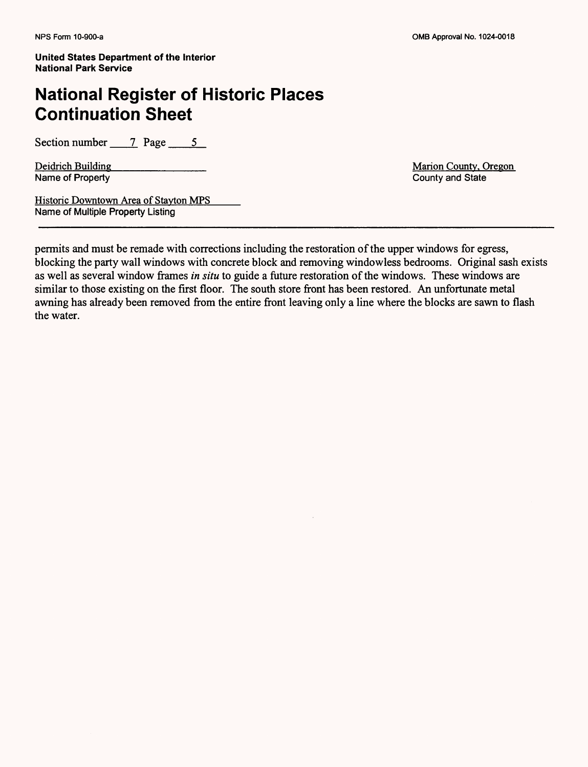permits and must be remade with corrections including the restoration of the upper windows for egress, blocking the party wall windows with concrete block and removing windowless bedrooms. Original sash exists as well as several window frames *in situ* to guide a future restoration of the windows. These windows are similar to those existing on the first floor. The south store front has been restored. An unfortunate metal awning has already been removed from the entire front leaving only a line where the blocks are sawn to flash the water.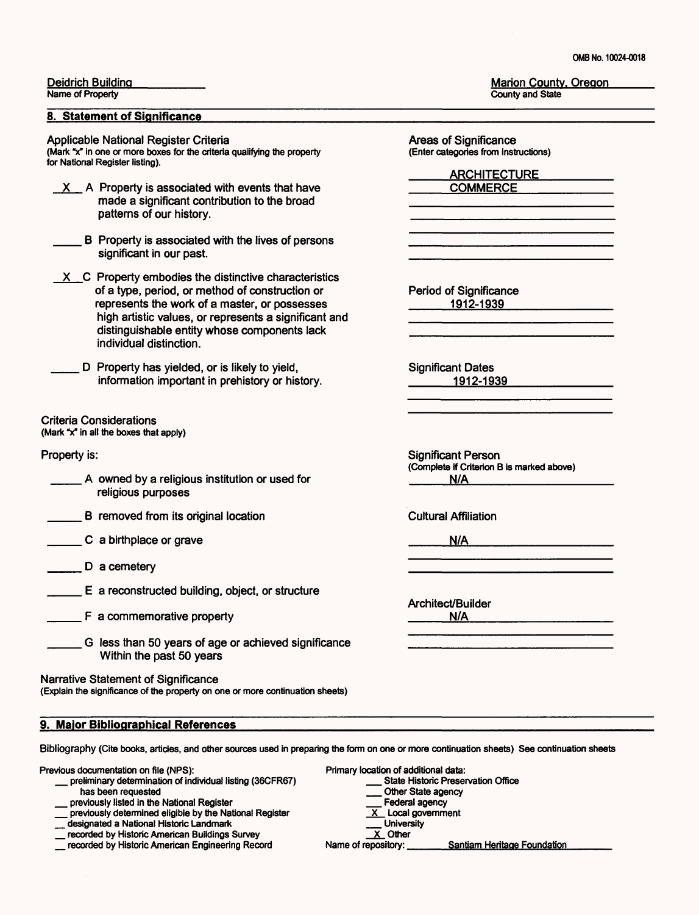Deidrich Building
Name of Property

Marion County, Oregon
County and State

## 8. Statement of Significance

**Applicable National Register Criteria**
(Mark "x" in one or more boxes for the criteria qualifying the property for National Register listing).

_X_ A Property is associated with events that have made a significant contribution to the broad patterns of our history.

___ B Property is associated with the lives of persons significant in our past.

_X_ C Property embodies the distinctive characteristics of a type, period, or method of construction or represents the work of a master, or possesses high artistic values, or represents a significant and distinguishable entity whose components lack individual distinction.

___ D Property has yielded, or is likely to yield, information important in prehistory or history.

**Criteria Considerations**
(Mark "x" in all the boxes that apply)

Property is:

___ A owned by a religious institution or used for religious purposes

___ B removed from its original location

___ C a birthplace or grave

___ D a cemetery

___ E a reconstructed building, object, or structure

___ F a commemorative property

___ G less than 50 years of age or achieved significance Within the past 50 years

**Narrative Statement of Significance**
(Explain the significance of the property on one or more continuation sheets)

**Areas of Significance**
(Enter categories from instructions)

ARCHITECTURE
COMMERCE

**Period of Significance**
1912-1939

**Significant Dates**
1912-1939

**Significant Person**
(Complete if Criterion B is marked above)
N/A

**Cultural Affiliation**
N/A

**Architect/Builder**
N/A

## 9. Major Bibliographical References

Bibliography (Cite books, articles, and other sources used in preparing the form on one or more continuation sheets) See continuation sheets

Previous documentation on file (NPS):
- ___ preliminary determination of individual listing (36CFR67) has been requested
- ___ previously listed in the National Register
- ___ previously determined eligible by the National Register
- ___ designated a National Historic Landmark
- ___ recorded by Historic American Buildings Survey
- ___ recorded by Historic American Engineering Record

Primary location of additional data:
- ___ State Historic Preservation Office
- ___ Other State agency
- ___ Federal agency
- _X_ Local government
- ___ University
- _X_ Other

Name of repository: Santiam Heritage Foundation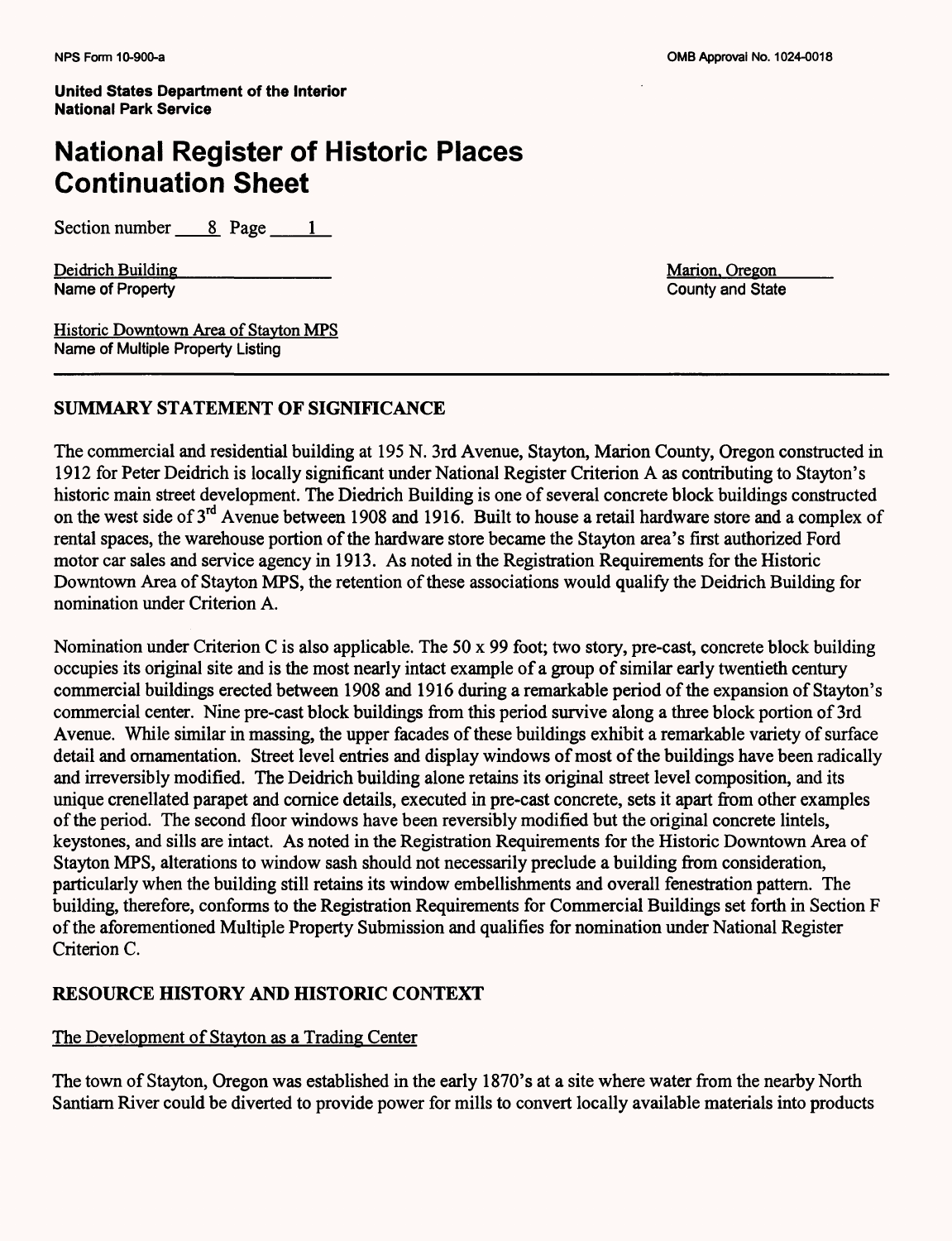NPS Form 10-900-a

OMB Approval No. 1024-0018

United States Department of the Interior
National Park Service

# National Register of Historic Places Continuation Sheet

Section number 8 Page 1

Deidrich Building
Name of Property

Marion, Oregon
County and State

Historic Downtown Area of Stayton MPS
Name of Multiple Property Listing

## SUMMARY STATEMENT OF SIGNIFICANCE

The commercial and residential building at 195 N. 3rd Avenue, Stayton, Marion County, Oregon constructed in 1912 for Peter Deidrich is locally significant under National Register Criterion A as contributing to Stayton's historic main street development. The Diedrich Building is one of several concrete block buildings constructed on the west side of 3rd Avenue between 1908 and 1916. Built to house a retail hardware store and a complex of rental spaces, the warehouse portion of the hardware store became the Stayton area's first authorized Ford motor car sales and service agency in 1913. As noted in the Registration Requirements for the Historic Downtown Area of Stayton MPS, the retention of these associations would qualify the Deidrich Building for nomination under Criterion A.

Nomination under Criterion C is also applicable. The 50 x 99 foot; two story, pre-cast, concrete block building occupies its original site and is the most nearly intact example of a group of similar early twentieth century commercial buildings erected between 1908 and 1916 during a remarkable period of the expansion of Stayton's commercial center. Nine pre-cast block buildings from this period survive along a three block portion of 3rd Avenue. While similar in massing, the upper facades of these buildings exhibit a remarkable variety of surface detail and ornamentation. Street level entries and display windows of most of the buildings have been radically and irreversibly modified. The Deidrich building alone retains its original street level composition, and its unique crenellated parapet and cornice details, executed in pre-cast concrete, sets it apart from other examples of the period. The second floor windows have been reversibly modified but the original concrete lintels, keystones, and sills are intact. As noted in the Registration Requirements for the Historic Downtown Area of Stayton MPS, alterations to window sash should not necessarily preclude a building from consideration, particularly when the building still retains its window embellishments and overall fenestration pattern. The building, therefore, conforms to the Registration Requirements for Commercial Buildings set forth in Section F of the aforementioned Multiple Property Submission and qualifies for nomination under National Register Criterion C.

## RESOURCE HISTORY AND HISTORIC CONTEXT

The Development of Stayton as a Trading Center

The town of Stayton, Oregon was established in the early 1870's at a site where water from the nearby North Santiam River could be diverted to provide power for mills to convert locally available materials into products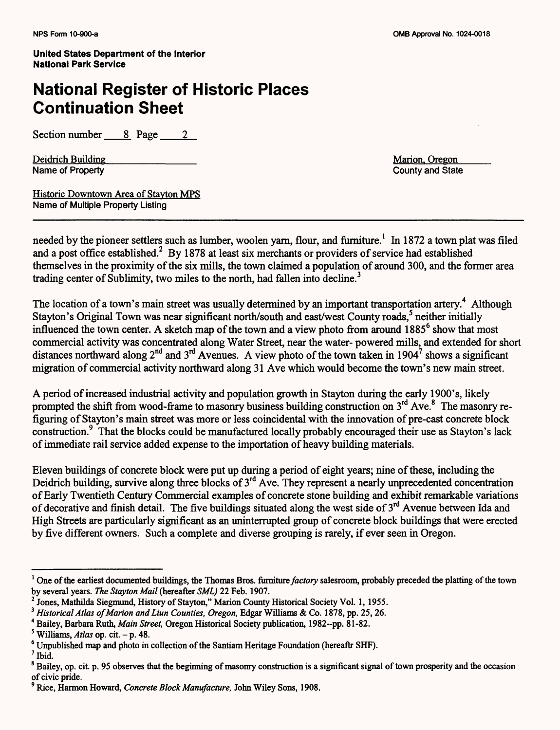**United States Department of the Interior**
**National Park Service**

# National Register of Historic Places Continuation Sheet

Section number 8 Page 2

Deidrich Building
Name of Property

Marion, Oregon
County and State

Historic Downtown Area of Stayton MPS
Name of Multiple Property Listing

needed by the pioneer settlers such as lumber, woolen yarn, flour, and furniture.[1] In 1872 a town plat was filed and a post office established.[2] By 1878 at least six merchants or providers of service had established themselves in the proximity of the six mills, the town claimed a population of around 300, and the former area trading center of Sublimity, two miles to the north, had fallen into decline.[3]

The location of a town's main street was usually determined by an important transportation artery.[4] Although Stayton's Original Town was near significant north/south and east/west County roads,[5] neither initially influenced the town center. A sketch map of the town and a view photo from around 1885[6] show that most commercial activity was concentrated along Water Street, near the water- powered mills, and extended for short distances northward along 2nd and 3rd Avenues. A view photo of the town taken in 1904[7] shows a significant migration of commercial activity northward along 31 Ave which would become the town's new main street.

A period of increased industrial activity and population growth in Stayton during the early 1900's, likely prompted the shift from wood-frame to masonry business building construction on 3rd Ave.[8] The masonry re-figuring of Stayton's main street was more or less coincidental with the innovation of pre-cast concrete block construction.[9] That the blocks could be manufactured locally probably encouraged their use as Stayton's lack of immediate rail service added expense to the importation of heavy building materials.

Eleven buildings of concrete block were put up during a period of eight years; nine of these, including the Deidrich building, survive along three blocks of 3rd Ave. They represent a nearly unprecedented concentration of Early Twentieth Century Commercial examples of concrete stone building and exhibit remarkable variations of decorative and finish detail. The five buildings situated along the west side of 3rd Avenue between Ida and High Streets are particularly significant as an uninterrupted group of concrete block buildings that were erected by five different owners. Such a complete and diverse grouping is rarely, if ever seen in Oregon.

---

[1] One of the earliest documented buildings, the Thomas Bros. furniture *factory* salesroom, probably preceded the platting of the town by several years. *The Stayton Mail* (hereafter *SML)* 22 Feb. 1907.

[2] Jones, Mathilda Siegmund, History of Stayton," Marion County Historical Society Vol. 1, 1955.

[3] *Historical Atlas of Marion and Liun Counties, Oregon,* Edgar Williams & Co. 1878, pp. 25, 26.

[4] Bailey, Barbara Ruth, *Main Street,* Oregon Historical Society publication, 1982--pp. 81-82.

[5] Williams, *Atlas* op. cit. – p. 48.

[6] Unpublished map and photo in collection of the Santiam Heritage Foundation (hereaftr SHF).

[7] Ibid.

[8] Bailey, op. cit. p. 95 observes that the beginning of masonry construction is a significant signal of town prosperity and the occasion of civic pride.

[9] Rice, Harmon Howard, *Concrete Block Manufacture,* John Wiley Sons, 1908.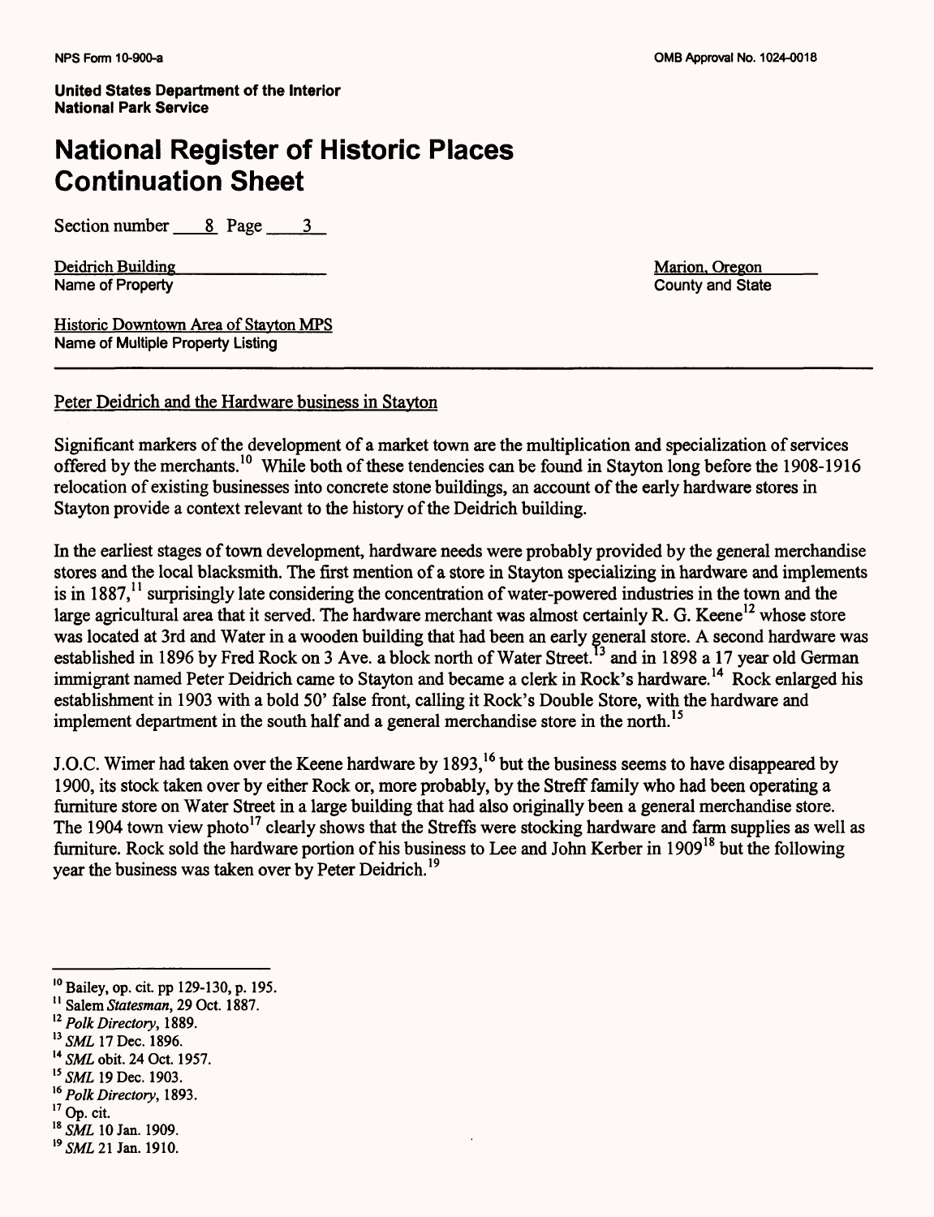NPS Form 10-900-a

OMB Approval No. 1024-0018

United States Department of the Interior
National Park Service

# National Register of Historic Places Continuation Sheet

Section number 8 Page 3

Deidrich Building
Name of Property

Marion, Oregon
County and State

Historic Downtown Area of Stayton MPS
Name of Multiple Property Listing

## Peter Deidrich and the Hardware business in Stayton

Significant markers of the development of a market town are the multiplication and specialization of services offered by the merchants.[10] While both of these tendencies can be found in Stayton long before the 1908-1916 relocation of existing businesses into concrete stone buildings, an account of the early hardware stores in Stayton provide a context relevant to the history of the Deidrich building.

In the earliest stages of town development, hardware needs were probably provided by the general merchandise stores and the local blacksmith. The first mention of a store in Stayton specializing in hardware and implements is in 1887,[11] surprisingly late considering the concentration of water-powered industries in the town and the large agricultural area that it served. The hardware merchant was almost certainly R. G. Keene[12] whose store was located at 3rd and Water in a wooden building that had been an early general store. A second hardware was established in 1896 by Fred Rock on 3 Ave. a block north of Water Street.[13] and in 1898 a 17 year old German immigrant named Peter Deidrich came to Stayton and became a clerk in Rock's hardware.[14] Rock enlarged his establishment in 1903 with a bold 50' false front, calling it Rock's Double Store, with the hardware and implement department in the south half and a general merchandise store in the north.[15]

J.O.C. Wimer had taken over the Keene hardware by 1893,[16] but the business seems to have disappeared by 1900, its stock taken over by either Rock or, more probably, by the Streff family who had been operating a furniture store on Water Street in a large building that had also originally been a general merchandise store. The 1904 town view photo[17] clearly shows that the Streffs were stocking hardware and farm supplies as well as furniture. Rock sold the hardware portion of his business to Lee and John Kerber in 1909[18] but the following year the business was taken over by Peter Deidrich.[19]

---

[10] Bailey, op. cit. pp 129-130, p. 195.
[11] Salem *Statesman*, 29 Oct. 1887.
[12] *Polk Directory*, 1889.
[13] *SML* 17 Dec. 1896.
[14] *SML* obit. 24 Oct. 1957.
[15] *SML* 19 Dec. 1903.
[16] *Polk Directory*, 1893.
[17] Op. cit.
[18] *SML* 10 Jan. 1909.
[19] *SML* 21 Jan. 1910.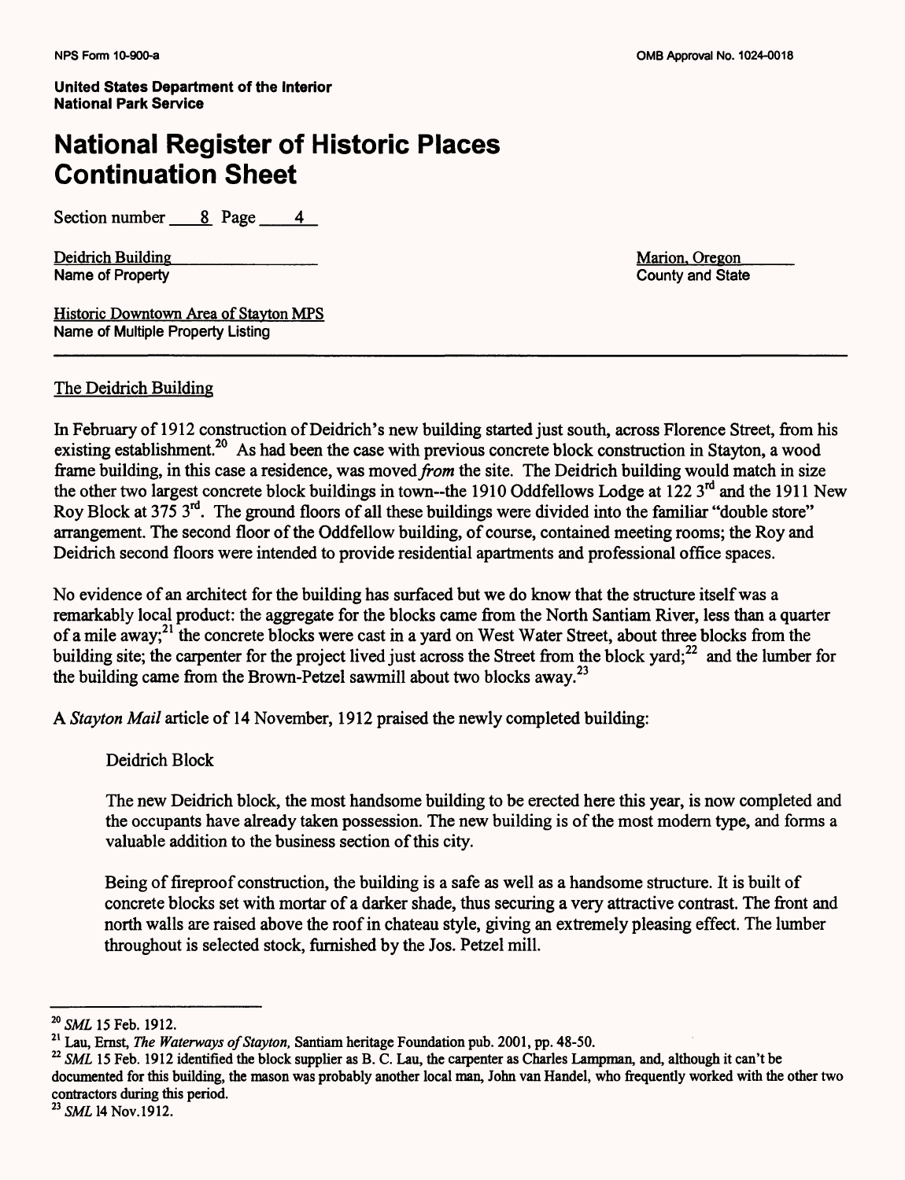United States Department of the Interior
National Park Service

# National Register of Historic Places Continuation Sheet

Section number 8 Page 4

Deidrich Building
Name of Property

Marion, Oregon
County and State

Historic Downtown Area of Stayton MPS
Name of Multiple Property Listing

## The Deidrich Building

In February of 1912 construction of Deidrich's new building started just south, across Florence Street, from his existing establishment.[20] As had been the case with previous concrete block construction in Stayton, a wood frame building, in this case a residence, was moved *from* the site. The Deidrich building would match in size the other two largest concrete block buildings in town--the 1910 Oddfellows Lodge at 122 3rd and the 1911 New Roy Block at 375 3rd. The ground floors of all these buildings were divided into the familiar "double store" arrangement. The second floor of the Oddfellow building, of course, contained meeting rooms; the Roy and Deidrich second floors were intended to provide residential apartments and professional office spaces.

No evidence of an architect for the building has surfaced but we do know that the structure itself was a remarkably local product: the aggregate for the blocks came from the North Santiam River, less than a quarter of a mile away;[21] the concrete blocks were cast in a yard on West Water Street, about three blocks from the building site; the carpenter for the project lived just across the Street from the block yard;[22] and the lumber for the building came from the Brown-Petzel sawmill about two blocks away.[23]

A *Stayton Mail* article of 14 November, 1912 praised the newly completed building:

> Deidrich Block
>
> The new Deidrich block, the most handsome building to be erected here this year, is now completed and the occupants have already taken possession. The new building is of the most modern type, and forms a valuable addition to the business section of this city.
>
> Being of fireproof construction, the building is a safe as well as a handsome structure. It is built of concrete blocks set with mortar of a darker shade, thus securing a very attractive contrast. The front and north walls are raised above the roof in chateau style, giving an extremely pleasing effect. The lumber throughout is selected stock, furnished by the Jos. Petzel mill.

---

[20] *SML* 15 Feb. 1912.

[21] Lau, Ernst, *The Waterways of Stayton*, Santiam heritage Foundation pub. 2001, pp. 48-50.

[22] *SML* 15 Feb. 1912 identified the block supplier as B. C. Lau, the carpenter as Charles Lampman, and, although it can't be documented for this building, the mason was probably another local man, John van Handel, who frequently worked with the other two contractors during this period.

[23] *SML* 14 Nov.1912.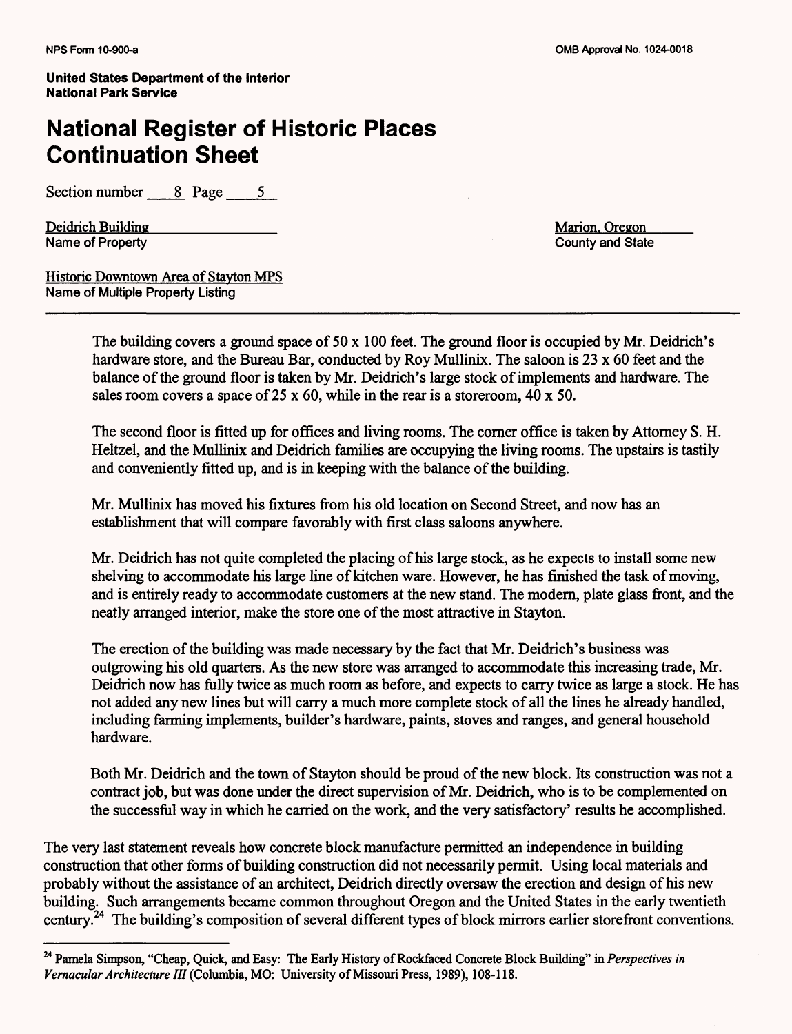Section number 8 Page 5

Deidrich Building
Name of Property

Marion, Oregon
County and State

Historic Downtown Area of Stayton MPS
Name of Multiple Property Listing

> The building covers a ground space of 50 x 100 feet. The ground floor is occupied by Mr. Deidrich's hardware store, and the Bureau Bar, conducted by Roy Mullinix. The saloon is 23 x 60 feet and the balance of the ground floor is taken by Mr. Deidrich's large stock of implements and hardware. The sales room covers a space of 25 x 60, while in the rear is a storeroom, 40 x 50.
>
> The second floor is fitted up for offices and living rooms. The corner office is taken by Attorney S. H. Heltzel, and the Mullinix and Deidrich families are occupying the living rooms. The upstairs is tastily and conveniently fitted up, and is in keeping with the balance of the building.
>
> Mr. Mullinix has moved his fixtures from his old location on Second Street, and now has an establishment that will compare favorably with first class saloons anywhere.
>
> Mr. Deidrich has not quite completed the placing of his large stock, as he expects to install some new shelving to accommodate his large line of kitchen ware. However, he has finished the task of moving, and is entirely ready to accommodate customers at the new stand. The modern, plate glass front, and the neatly arranged interior, make the store one of the most attractive in Stayton.
>
> The erection of the building was made necessary by the fact that Mr. Deidrich's business was outgrowing his old quarters. As the new store was arranged to accommodate this increasing trade, Mr. Deidrich now has fully twice as much room as before, and expects to carry twice as large a stock. He has not added any new lines but will carry a much more complete stock of all the lines he already handled, including farming implements, builder's hardware, paints, stoves and ranges, and general household hardware.
>
> Both Mr. Deidrich and the town of Stayton should be proud of the new block. Its construction was not a contract job, but was done under the direct supervision of Mr. Deidrich, who is to be complemented on the successful way in which he carried on the work, and the very satisfactory' results he accomplished.

The very last statement reveals how concrete block manufacture permitted an independence in building construction that other forms of building construction did not necessarily permit. Using local materials and probably without the assistance of an architect, Deidrich directly oversaw the erection and design of his new building. Such arrangements became common throughout Oregon and the United States in the early twentieth century.[24] The building's composition of several different types of block mirrors earlier storefront conventions.

---

[24] Pamela Simpson, "Cheap, Quick, and Easy: The Early History of Rockfaced Concrete Block Building" in *Perspectives in Vernacular Architecture III* (Columbia, MO: University of Missouri Press, 1989), 108-118.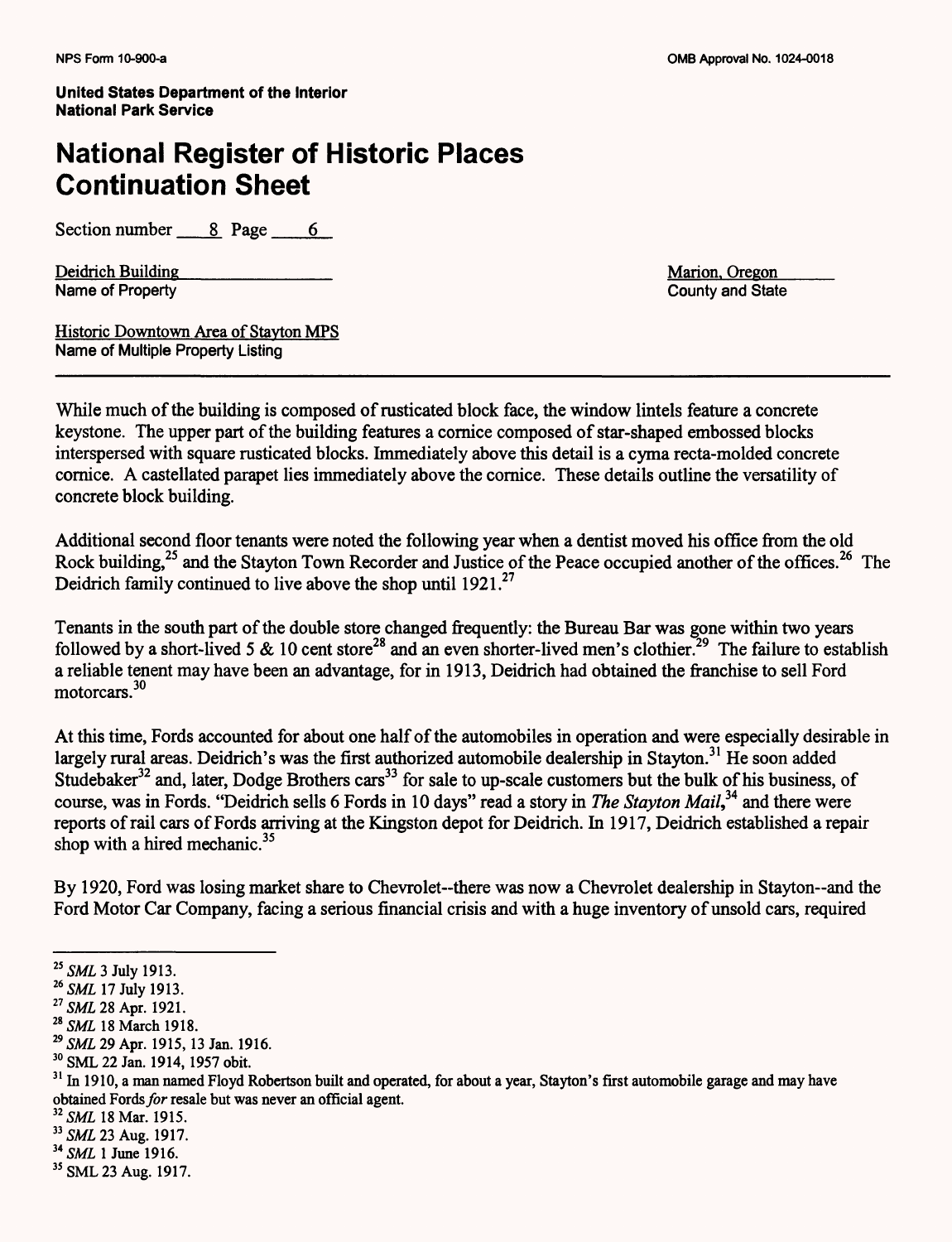United States Department of the Interior
National Park Service

# National Register of Historic Places Continuation Sheet

Section number 8 Page 6

Deidrich Building
Name of Property

Marion, Oregon
County and State

Historic Downtown Area of Stayton MPS
Name of Multiple Property Listing

While much of the building is composed of rusticated block face, the window lintels feature a concrete keystone. The upper part of the building features a cornice composed of star-shaped embossed blocks interspersed with square rusticated blocks. Immediately above this detail is a cyma recta-molded concrete cornice. A castellated parapet lies immediately above the cornice. These details outline the versatility of concrete block building.

Additional second floor tenants were noted the following year when a dentist moved his office from the old Rock building,[25] and the Stayton Town Recorder and Justice of the Peace occupied another of the offices.[26] The Deidrich family continued to live above the shop until 1921.[27]

Tenants in the south part of the double store changed frequently: the Bureau Bar was gone within two years followed by a short-lived 5 & 10 cent store[28] and an even shorter-lived men's clothier.[29] The failure to establish a reliable tenent may have been an advantage, for in 1913, Deidrich had obtained the franchise to sell Ford motorcars.[30]

At this time, Fords accounted for about one half of the automobiles in operation and were especially desirable in largely rural areas. Deidrich's was the first authorized automobile dealership in Stayton.[31] He soon added Studebaker[32] and, later, Dodge Brothers cars[33] for sale to up-scale customers but the bulk of his business, of course, was in Fords. "Deidrich sells 6 Fords in 10 days" read a story in *The Stayton Mail*,[34] and there were reports of rail cars of Fords arriving at the Kingston depot for Deidrich. In 1917, Deidrich established a repair shop with a hired mechanic.[35]

By 1920, Ford was losing market share to Chevrolet--there was now a Chevrolet dealership in Stayton--and the Ford Motor Car Company, facing a serious financial crisis and with a huge inventory of unsold cars, required

---

[25] *SML* 3 July 1913.
[26] *SML* 17 July 1913.
[27] *SML* 28 Apr. 1921.
[28] *SML* 18 March 1918.
[29] *SML* 29 Apr. 1915, 13 Jan. 1916.
[30] SML 22 Jan. 1914, 1957 obit.
[31] In 1910, a man named Floyd Robertson built and operated, for about a year, Stayton's first automobile garage and may have obtained Fords *for* resale but was never an official agent.
[32] *SML* 18 Mar. 1915.
[33] *SML* 23 Aug. 1917.
[34] *SML* 1 June 1916.
[35] SML 23 Aug. 1917.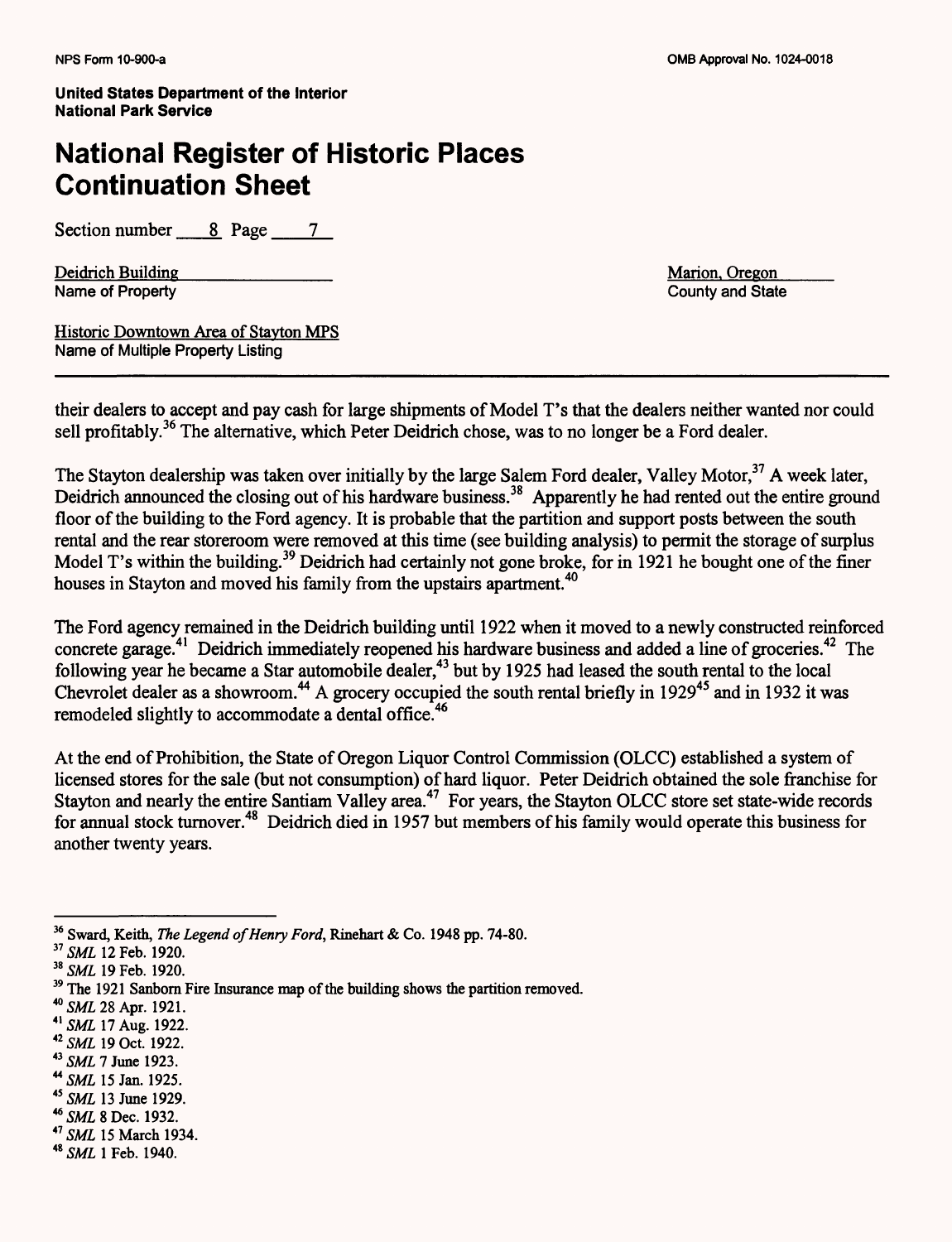their dealers to accept and pay cash for large shipments of Model T's that the dealers neither wanted nor could sell profitably.[36] The alternative, which Peter Deidrich chose, was to no longer be a Ford dealer.

The Stayton dealership was taken over initially by the large Salem Ford dealer, Valley Motor,[37] A week later, Deidrich announced the closing out of his hardware business.[38] Apparently he had rented out the entire ground floor of the building to the Ford agency. It is probable that the partition and support posts between the south rental and the rear storeroom were removed at this time (see building analysis) to permit the storage of surplus Model T's within the building.[39] Deidrich had certainly not gone broke, for in 1921 he bought one of the finer houses in Stayton and moved his family from the upstairs apartment.[40]

The Ford agency remained in the Deidrich building until 1922 when it moved to a newly constructed reinforced concrete garage.[41] Deidrich immediately reopened his hardware business and added a line of groceries.[42] The following year he became a Star automobile dealer,[43] but by 1925 had leased the south rental to the local Chevrolet dealer as a showroom.[44] A grocery occupied the south rental briefly in 1929[45] and in 1932 it was remodeled slightly to accommodate a dental office.[46]

At the end of Prohibition, the State of Oregon Liquor Control Commission (OLCC) established a system of licensed stores for the sale (but not consumption) of hard liquor. Peter Deidrich obtained the sole franchise for Stayton and nearly the entire Santiam Valley area.[47] For years, the Stayton OLCC store set state-wide records for annual stock turnover.[48] Deidrich died in 1957 but members of his family would operate this business for another twenty years.

---

[36] Sward, Keith, *The Legend of Henry Ford*, Rinehart & Co. 1948 pp. 74-80.
[37] *SML* 12 Feb. 1920.
[38] *SML* 19 Feb. 1920.
[39] The 1921 Sanborn Fire Insurance map of the building shows the partition removed.
[40] *SML* 28 Apr. 1921.
[41] *SML* 17 Aug. 1922.
[42] *SML* 19 Oct. 1922.
[43] *SML* 7 June 1923.
[44] *SML* 15 Jan. 1925.
[45] *SML* 13 June 1929.
[46] *SML* 8 Dec. 1932.
[47] *SML* 15 March 1934.
[48] *SML* 1 Feb. 1940.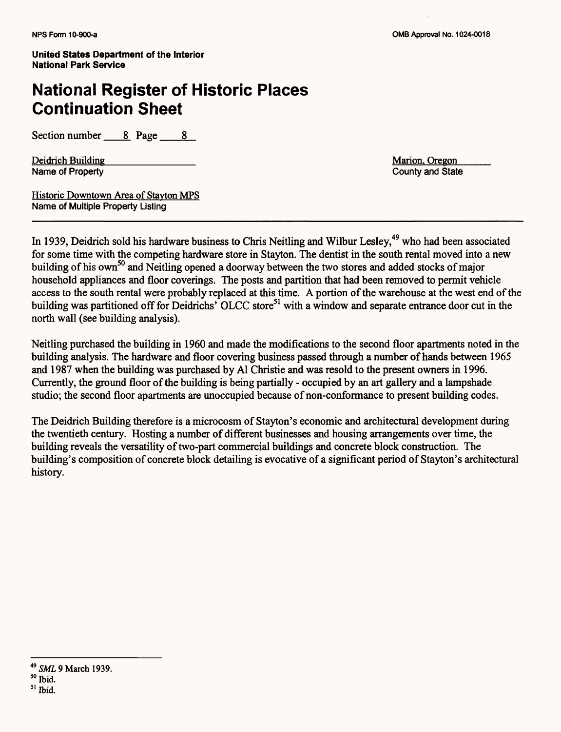**United States Department of the Interior**
**National Park Service**

# National Register of Historic Places Continuation Sheet

Section number 8 Page 8

Deidrich Building
Name of Property

Marion, Oregon
County and State

Historic Downtown Area of Stayton MPS
Name of Multiple Property Listing

In 1939, Deidrich sold his hardware business to Chris Neitling and Wilbur Lesley,[49] who had been associated for some time with the competing hardware store in Stayton. The dentist in the south rental moved into a new building of his own[50] and Neitling opened a doorway between the two stores and added stocks of major household appliances and floor coverings. The posts and partition that had been removed to permit vehicle access to the south rental were probably replaced at this time. A portion of the warehouse at the west end of the building was partitioned off for Deidrichs' OLCC store[51] with a window and separate entrance door cut in the north wall (see building analysis).

Neitling purchased the building in 1960 and made the modifications to the second floor apartments noted in the building analysis. The hardware and floor covering business passed through a number of hands between 1965 and 1987 when the building was purchased by Al Christie and was resold to the present owners in 1996. Currently, the ground floor of the building is being partially - occupied by an art gallery and a lampshade studio; the second floor apartments are unoccupied because of non-conformance to present building codes.

The Deidrich Building therefore is a microcosm of Stayton's economic and architectural development during the twentieth century. Hosting a number of different businesses and housing arrangements over time, the building reveals the versatility of two-part commercial buildings and concrete block construction. The building's composition of concrete block detailing is evocative of a significant period of Stayton's architectural history.

---

[49] *SML* 9 March 1939.
[50] Ibid.
[51] Ibid.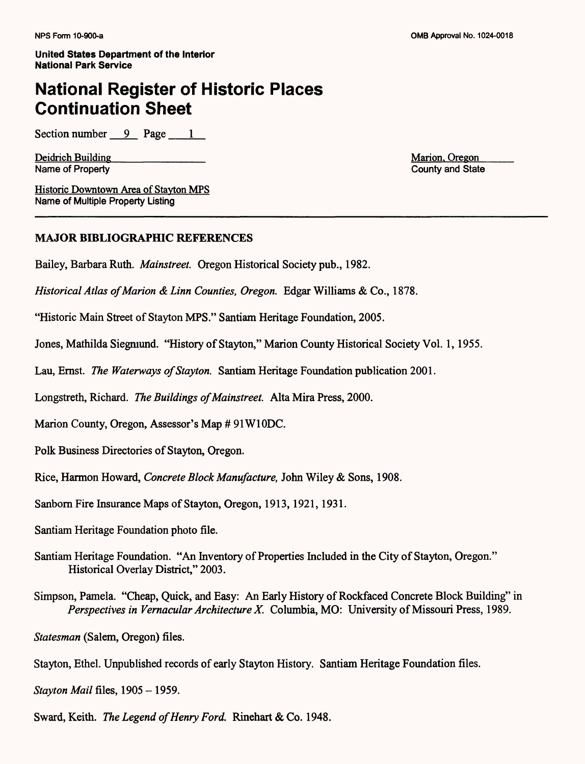United States Department of the Interior
National Park Service

# National Register of Historic Places Continuation Sheet

Section number 9 Page 1

Deidrich Building
Name of Property

Marion, Oregon
County and State

Historic Downtown Area of Stayton MPS
Name of Multiple Property Listing

## MAJOR BIBLIOGRAPHIC REFERENCES

Bailey, Barbara Ruth. *Mainstreet.* Oregon Historical Society pub., 1982.

*Historical Atlas of Marion & Linn Counties, Oregon.* Edgar Williams & Co., 1878.

"Historic Main Street of Stayton MPS." Santiam Heritage Foundation, 2005.

Jones, Mathilda Siegmund. "History of Stayton," Marion County Historical Society Vol. 1, 1955.

Lau, Ernst. *The Waterways of Stayton.* Santiam Heritage Foundation publication 2001.

Longstreth, Richard. *The Buildings of Mainstreet.* Alta Mira Press, 2000.

Marion County, Oregon, Assessor's Map # 91W10DC.

Polk Business Directories of Stayton, Oregon.

Rice, Harmon Howard, *Concrete Block Manufacture,* John Wiley & Sons, 1908.

Sanborn Fire Insurance Maps of Stayton, Oregon, 1913, 1921, 1931.

Santiam Heritage Foundation photo file.

Santiam Heritage Foundation. "An Inventory of Properties Included in the City of Stayton, Oregon." Historical Overlay District," 2003.

Simpson, Pamela. "Cheap, Quick, and Easy: An Early History of Rockfaced Concrete Block Building" in *Perspectives in Vernacular Architecture X.* Columbia, MO: University of Missouri Press, 1989.

*Statesman* (Salem, Oregon) files.

Stayton, Ethel. Unpublished records of early Stayton History. Santiam Heritage Foundation files.

*Stayton Mail* files, 1905 – 1959.

Sward, Keith. *The Legend of Henry Ford.* Rinehart & Co. 1948.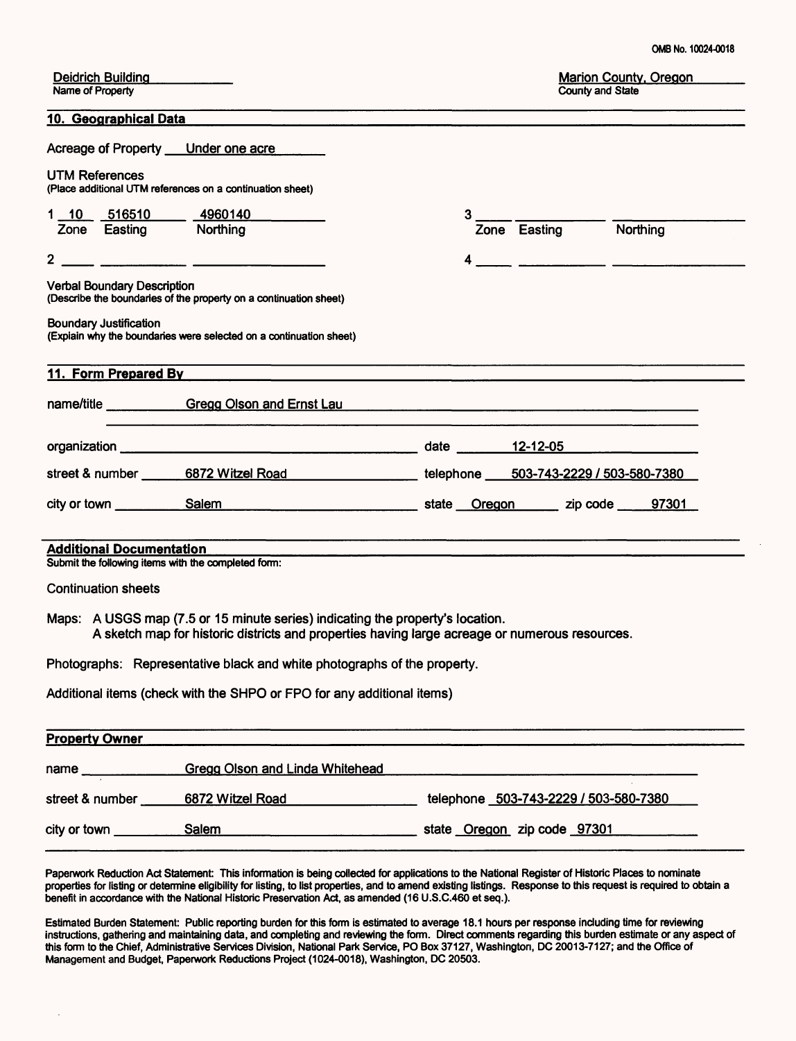OMB No. 10024-0018

Deidrich Building
Name of Property

Marion County, Oregon
County and State

## 10. Geographical Data

Acreage of Property Under one acre

UTM References
(Place additional UTM references on a continuation sheet)

| | Zone | Easting | Northing |
|---|---|---|---|
| 1 | 10 | 516510 | 4960140 |
| 2 | | | |
| 3 | | | |
| 4 | | | |

Verbal Boundary Description
(Describe the boundaries of the property on a continuation sheet)

Boundary Justification
(Explain why the boundaries were selected on a continuation sheet)

## 11. Form Prepared By

name/title Gregg Olson and Ernst Lau

organization

date 12-12-05

street & number 6872 Witzel Road

telephone 503-743-2229 / 503-580-7380

city or town Salem

state Oregon zip code 97301

## Additional Documentation

Submit the following items with the completed form:

Continuation sheets

Maps: A USGS map (7.5 or 15 minute series) indicating the property's location.
A sketch map for historic districts and properties having large acreage or numerous resources.

Photographs: Representative black and white photographs of the property.

Additional items (check with the SHPO or FPO for any additional items)

## Property Owner

name Gregg Olson and Linda Whitehead

street & number 6872 Witzel Road

telephone 503-743-2229 / 503-580-7380

city or town Salem

state Oregon zip code 97301

Paperwork Reduction Act Statement: This information is being collected for applications to the National Register of Historic Places to nominate properties for listing or determine eligibility for listing, to list properties, and to amend existing listings. Response to this request is required to obtain a benefit in accordance with the National Historic Preservation Act, as amended (16 U.S.C.460 et seq.).

Estimated Burden Statement: Public reporting burden for this form is estimated to average 18.1 hours per response including time for reviewing instructions, gathering and maintaining data, and completing and reviewing the form. Direct comments regarding this burden estimate or any aspect of this form to the Chief, Administrative Services Division, National Park Service, PO Box 37127, Washington, DC 20013-7127; and the Office of Management and Budget, Paperwork Reductions Project (1024-0018), Washington, DC 20503.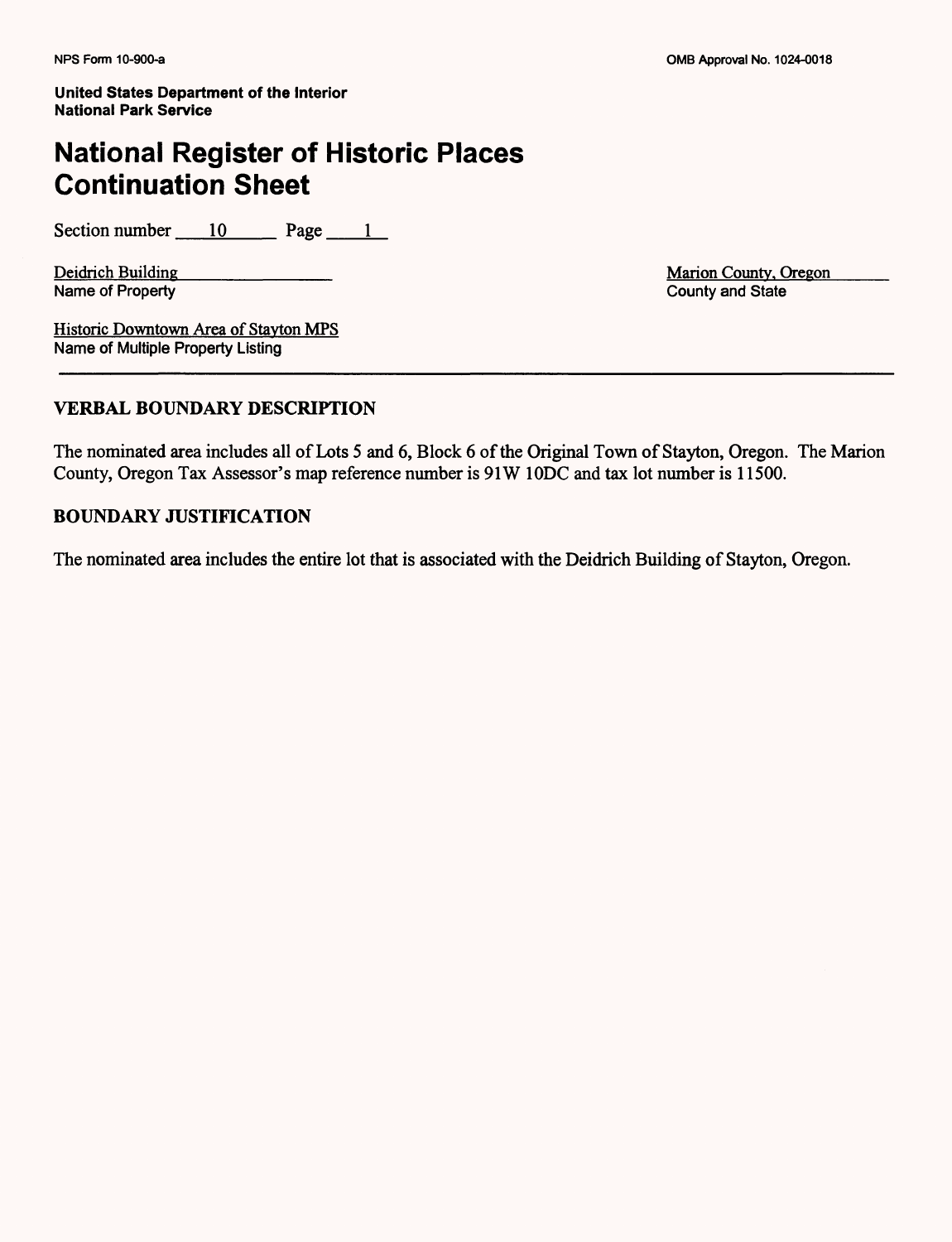United States Department of the Interior
National Park Service

# National Register of Historic Places Continuation Sheet

Section number 10 Page 1

Deidrich Building
Name of Property

Marion County, Oregon
County and State

Historic Downtown Area of Stayton MPS
Name of Multiple Property Listing

---

## VERBAL BOUNDARY DESCRIPTION

The nominated area includes all of Lots 5 and 6, Block 6 of the Original Town of Stayton, Oregon. The Marion County, Oregon Tax Assessor's map reference number is 91W 10DC and tax lot number is 11500.

## BOUNDARY JUSTIFICATION

The nominated area includes the entire lot that is associated with the Deidrich Building of Stayton, Oregon.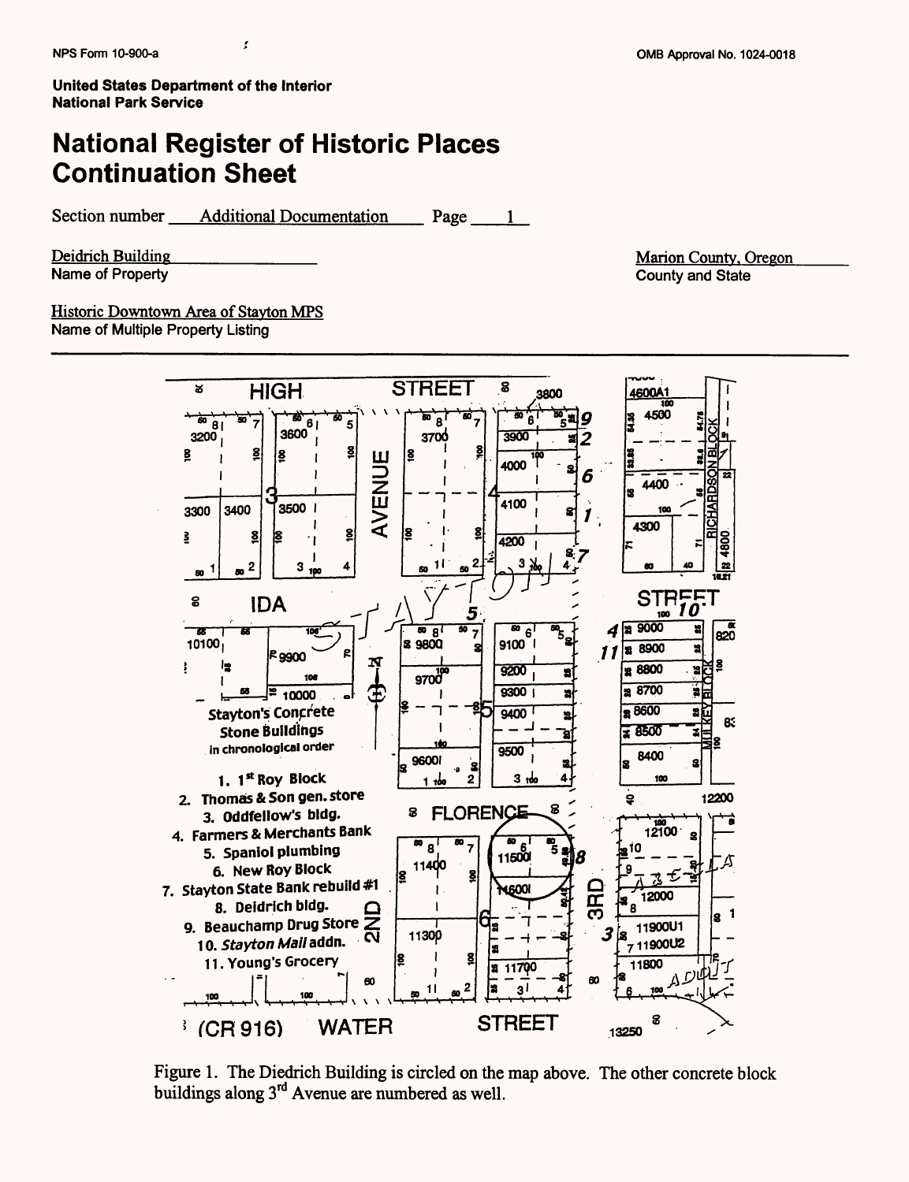United States Department of the Interior
National Park Service

# National Register of Historic Places Continuation Sheet

Section number Additional Documentation Page 1

Deidrich Building
Name of Property

Marion County, Oregon
County and State

Historic Downtown Area of Stayton MPS
Name of Multiple Property Listing

Stayton's Concrete Stone Buildings
in chronological order

1. 1st Roy Block
2. Thomas & Son gen. store
3. Oddfellow's bldg.
4. Farmers & Merchants Bank
5. Spaniol plumbing
6. New Roy Block
7. Stayton State Bank rebuild #1
8. Deidrich bldg.
9. Beauchamp Drug Store
10. *Stayton Mall* addn.
11. Young's Grocery

Figure 1. The Diedrich Building is circled on the map above. The other concrete block buildings along 3rd Avenue are numbered as well.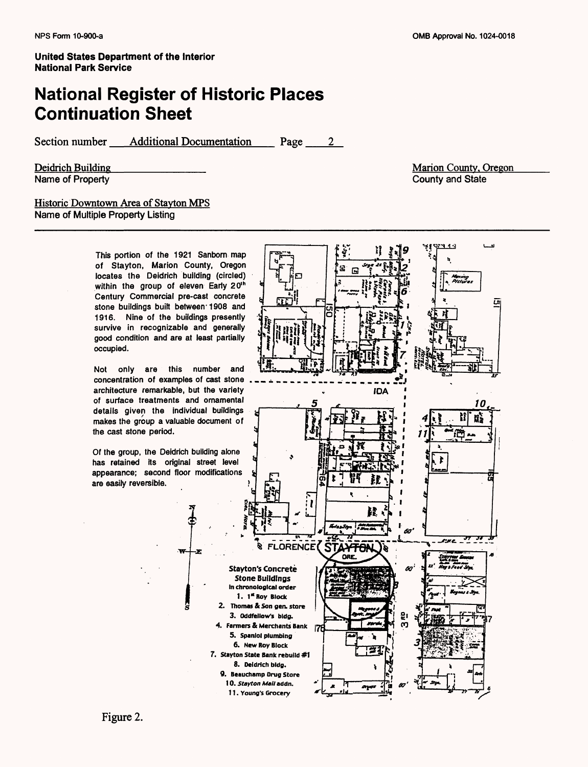NPS Form 10-900-a

OMB Approval No. 1024-0018

**United States Department of the Interior**
**National Park Service**

# National Register of Historic Places Continuation Sheet

Section number Additional Documentation Page 2

Deidrich Building
Name of Property

Marion County, Oregon
County and State

Historic Downtown Area of Stayton MPS
Name of Multiple Property Listing

This portion of the 1921 Sanborn map of Stayton, Marion County, Oregon locates the Deidrich building (circled) within the group of eleven Early 20th Century Commercial pre-cast concrete stone buildings built between 1908 and 1916. Nine of the buildings presently survive in recognizable and generally good condition and are at least partially occupied.

Not only are this number and concentration of examples of cast stone architecture remarkable, but the variety of surface treatments and ornamental details given the individual buildings makes the group a valuable document of the cast stone period.

Of the group, the Deidrich building alone has retained its original street level appearance; second floor modifications are easily reversible.

**Stayton's Concrete Stone Buildings**
**in chronological order**

1. 1st Roy Block
2. Thomas & Son gen. store
3. Oddfellow's bldg.
4. Farmers & Merchants Bank
5. Spaniol plumbing
6. New Roy Block
7. Stayton State Bank rebuild #1
8. Deidrich bldg.
9. Beauchamp Drug Store
10. *Stayton Mail* addn.
11. Young's Grocery

Figure 2.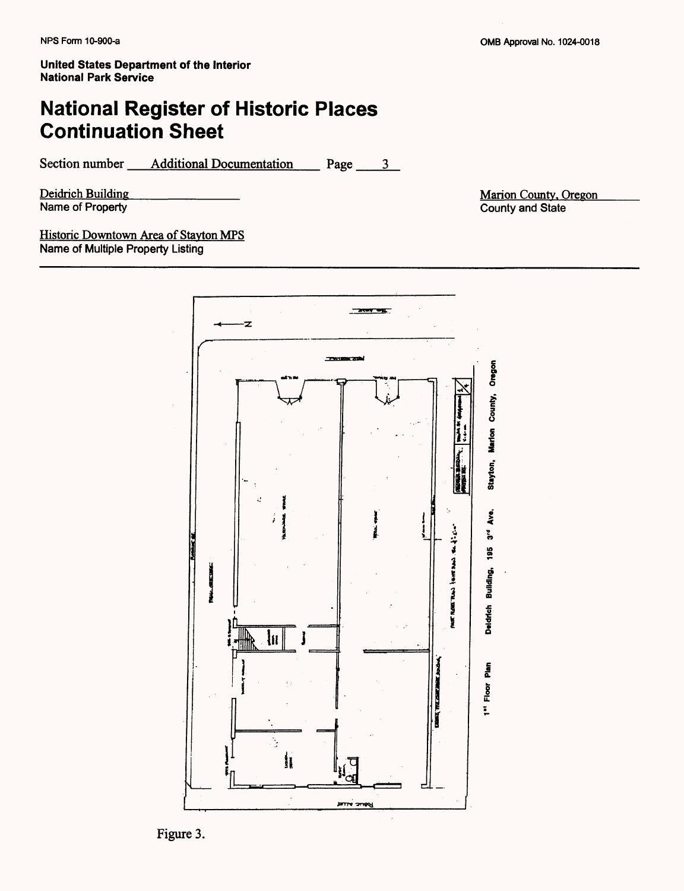United States Department of the Interior
National Park Service

# National Register of Historic Places Continuation Sheet

Section number Additional Documentation Page 3

Deidrich Building
Name of Property

Marion County, Oregon
County and State

Historic Downtown Area of Stayton MPS
Name of Multiple Property Listing

1st Floor Plan Deidrich Building, 195 3rd Ave. Stayton, Marion County, Oregon

Figure 3.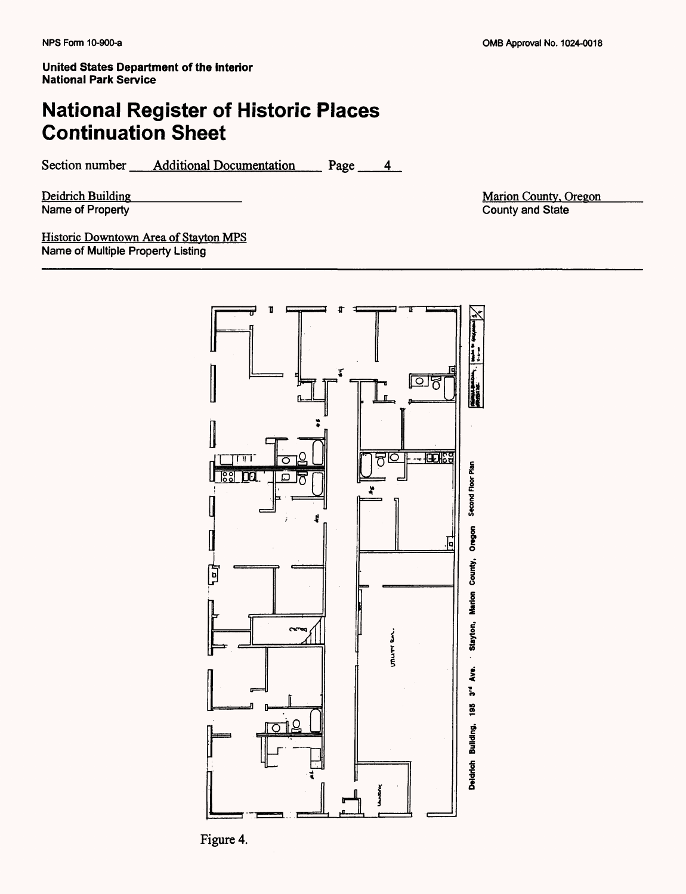NPS Form 10-900-a

OMB Approval No. 1024-0018

**United States Department of the Interior**
**National Park Service**

# National Register of Historic Places Continuation Sheet

Section number Additional Documentation Page 4

Deidrich Building
Name of Property

Marion County, Oregon
County and State

Historic Downtown Area of Stayton MPS
Name of Multiple Property Listing

Deidrich Building, 195 3rd Ave. Stayton, Marion County, Oregon Second Floor Plan

Figure 4.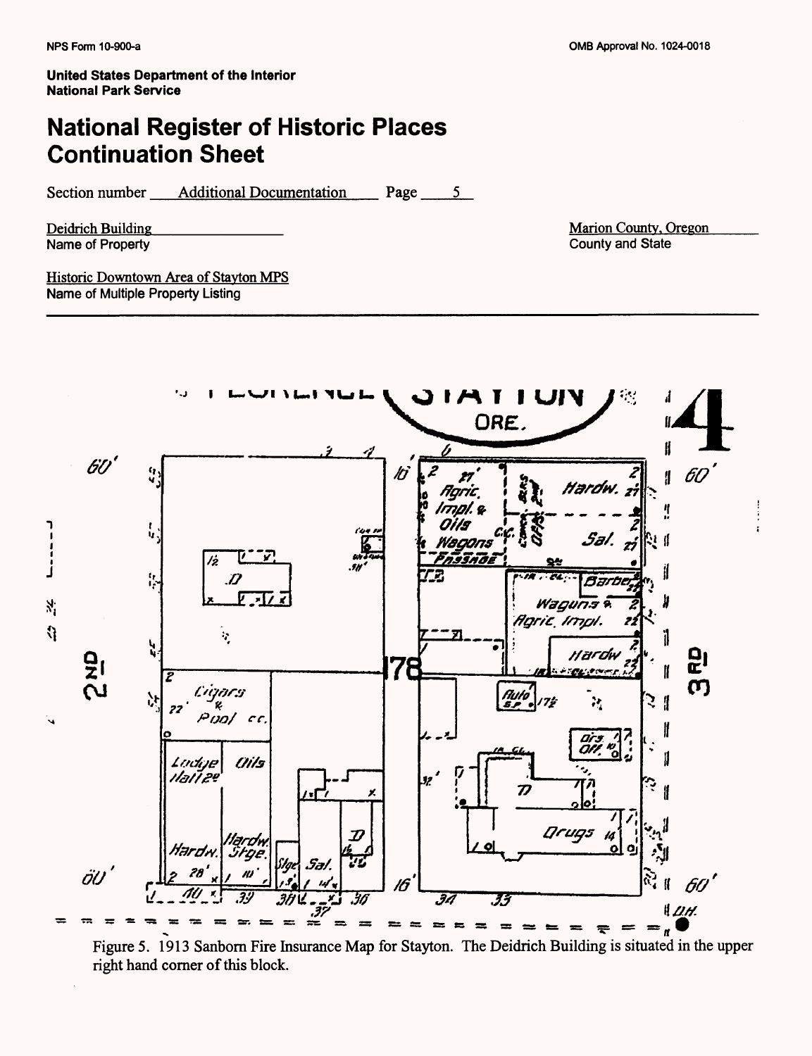NPS Form 10-900-a

OMB Approval No. 1024-0018

**United States Department of the Interior**
**National Park Service**

# National Register of Historic Places Continuation Sheet

Section number Additional Documentation Page 5

Deidrich Building
Name of Property

Marion County, Oregon
County and State

Historic Downtown Area of Stayton MPS
Name of Multiple Property Listing

---

Figure 5. 1913 Sanborn Fire Insurance Map for Stayton. The Deidrich Building is situated in the upper right hand corner of this block.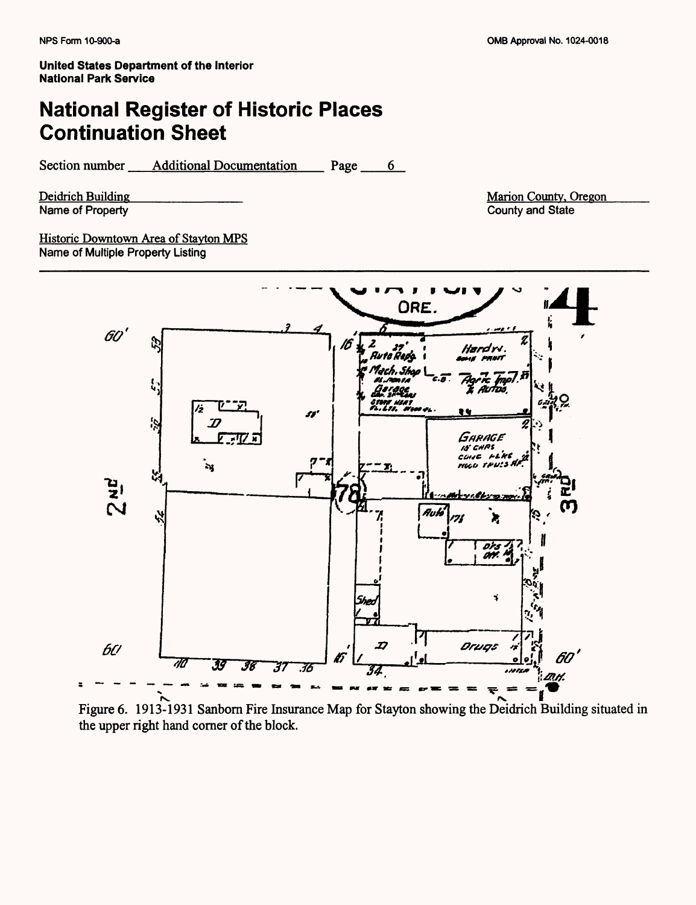NPS Form 10-900-a

OMB Approval No. 1024-0018

**United States Department of the Interior**
**National Park Service**

# National Register of Historic Places Continuation Sheet

Section number Additional Documentation Page 6

Deidrich Building
Name of Property

Marion County, Oregon
County and State

Historic Downtown Area of Stayton MPS
Name of Multiple Property Listing

Figure 6. 1913-1931 Sanborn Fire Insurance Map for Stayton showing the Deidrich Building situated in the upper right hand corner of the block.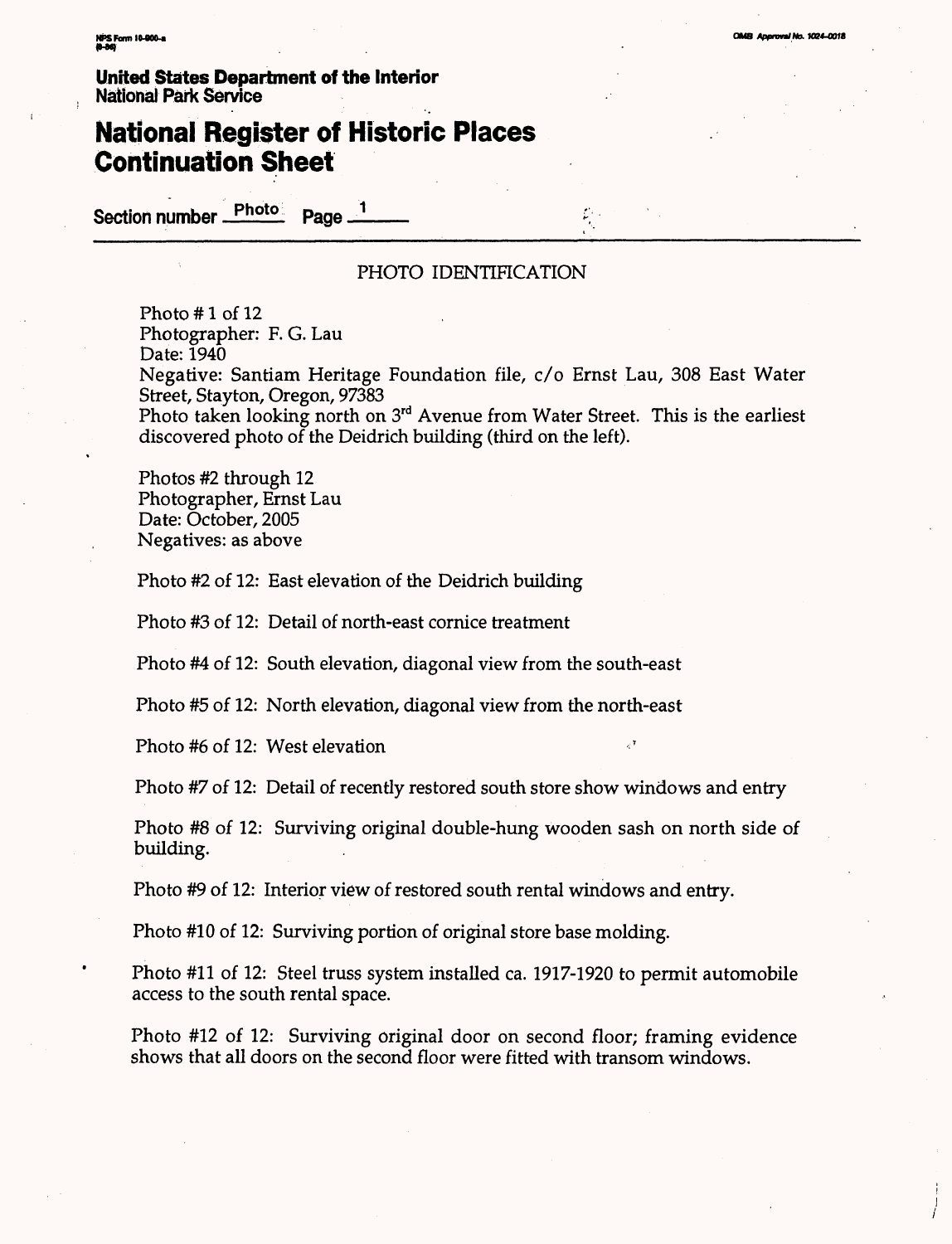United States Department of the Interior
National Park Service

# National Register of Historic Places Continuation Sheet

Section number Photo Page 1

## PHOTO IDENTIFICATION

Photo # 1 of 12
Photographer: F. G. Lau
Date: 1940
Negative: Santiam Heritage Foundation file, c/o Ernst Lau, 308 East Water Street, Stayton, Oregon, 97383
Photo taken looking north on 3rd Avenue from Water Street. This is the earliest discovered photo of the Deidrich building (third on the left).

Photos #2 through 12
Photographer, Ernst Lau
Date: October, 2005
Negatives: as above

Photo #2 of 12: East elevation of the Deidrich building

Photo #3 of 12: Detail of north-east cornice treatment

Photo #4 of 12: South elevation, diagonal view from the south-east

Photo #5 of 12: North elevation, diagonal view from the north-east

Photo #6 of 12: West elevation

Photo #7 of 12: Detail of recently restored south store show windows and entry

Photo #8 of 12: Surviving original double-hung wooden sash on north side of building.

Photo #9 of 12: Interior view of restored south rental windows and entry.

Photo #10 of 12: Surviving portion of original store base molding.

Photo #11 of 12: Steel truss system installed ca. 1917-1920 to permit automobile access to the south rental space.

Photo #12 of 12: Surviving original door on second floor; framing evidence shows that all doors on the second floor were fitted with transom windows.